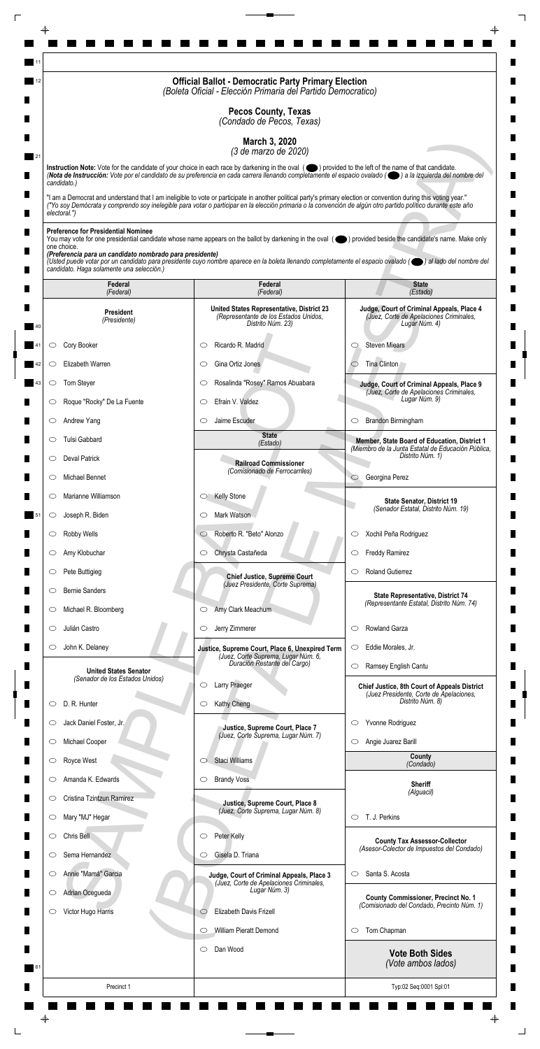# Official Ballot - Democratic Party Primary Election
*(Boleta Oficial - Elección Primaria del Partido Democratico)*

## Pecos County, Texas
*(Condado de Pecos, Texas)*

## March 3, 2020
*(3 de marzo de 2020)*

**Instruction Note:** Vote for the candidate of your choice in each race by darkening in the oval ( ⬤ ) provided to the left of the name of that candidate.
*(**Nota de Instrucción:** Vote por el candidato de su preferencia en cada carrera llenando completamente el espacio ovalado ( ⬤ ) a la izquierda del nombre del candidato.)*

"I am a Democrat and understand that I am ineligible to vote or participate in another political party's primary election or convention during this voting year."
*("Yo soy Demócrata y comprendo soy inelegible para votar o participar en la elección primaria o la convención de algún otro partido político durante este año electoral.")*

**Preference for Presidential Nominee**
You may vote for one presidential candidate whose name appears on the ballot by darkening in the oval ( ⬤ ) provided beside the candidate's name. Make only one choice.
***(Preferencia para un candidato nombrado para presidente)***
*(Usted puede votar por un candidato para presidente cuyo nombre aparece en la boleta llenando completamente el espacio ovalado ( ⬤ ) al lado del nombre del candidato. Haga solamente una selección.)*

## Federal
*(Federal)*

### President
*(Presidente)*

- ○ Cory Booker
- ○ Elizabeth Warren
- ○ Tom Steyer
- ○ Roque "Rocky" De La Fuente
- ○ Andrew Yang
- ○ Tulsi Gabbard
- ○ Deval Patrick
- ○ Michael Bennet
- ○ Marianne Williamson
- ○ Joseph R. Biden
- ○ Robby Wells
- ○ Amy Klobuchar
- ○ Pete Buttigieg
- ○ Bernie Sanders
- ○ Michael R. Bloomberg
- ○ Julián Castro
- ○ John K. Delaney

### United States Senator
*(Senador de los Estados Unidos)*

- ○ D. R. Hunter
- ○ Jack Daniel Foster, Jr.
- ○ Michael Cooper
- ○ Royce West
- ○ Amanda K. Edwards
- ○ Cristina Tzintzun Ramirez
- ○ Mary "MJ" Hegar
- ○ Chris Bell
- ○ Sema Hernandez
- ○ Annie "Mamá" Garcia
- ○ Adrian Ocegueda
- ○ Victor Hugo Harris

### United States Representative, District 23
*(Representante de los Estados Unidos, Distrito Núm. 23)*

- ○ Ricardo R. Madrid
- ○ Gina Ortiz Jones
- ○ Rosalinda "Rosey" Ramos Abuabara
- ○ Efrain V. Valdez
- ○ Jaime Escuder

## State
*(Estado)*

### Railroad Commissioner
*(Comisionado de Ferrocarriles)*

- ○ Kelly Stone
- ○ Mark Watson
- ○ Roberto R. "Beto" Alonzo
- ○ Chrysta Castañeda

### Chief Justice, Supreme Court
*(Juez Presidente, Corte Suprema)*

- ○ Amy Clark Meachum
- ○ Jerry Zimmerer

### Justice, Supreme Court, Place 6, Unexpired Term
*(Juez, Corte Suprema, Lugar Núm. 6, Duración Restante del Cargo)*

- ○ Larry Praeger
- ○ Kathy Cheng

### Justice, Supreme Court, Place 7
*(Juez, Corte Suprema, Lugar Núm. 7)*

- ○ Staci Williams
- ○ Brandy Voss

### Justice, Supreme Court, Place 8
*(Juez, Corte Suprema, Lugar Núm. 8)*

- ○ Peter Kelly
- ○ Gisela D. Triana

### Judge, Court of Criminal Appeals, Place 3
*(Juez, Corte de Apelaciones Criminales, Lugar Núm. 3)*

- ○ Elizabeth Davis Frizell
- ○ William Pieratt Demond
- ○ Dan Wood

### Judge, Court of Criminal Appeals, Place 4
*(Juez, Corte de Apelaciones Criminales, Lugar Núm. 4)*

- ○ Steven Miears
- ○ Tina Clinton

### Judge, Court of Criminal Appeals, Place 9
*(Juez, Corte de Apelaciones Criminales, Lugar Núm. 9)*

- ○ Brandon Birmingham

### Member, State Board of Education, District 1
*(Miembro de la Junta Estatal de Educación Pública, Distrito Núm. 1)*

- ○ Georgina Perez

### State Senator, District 19
*(Senador Estatal, Distrito Núm. 19)*

- ○ Xochil Peña Rodriguez
- ○ Freddy Ramirez
- ○ Roland Gutierrez

### State Representative, District 74
*(Representante Estatal, Distrito Núm. 74)*

- ○ Rowland Garza
- ○ Eddie Morales, Jr.
- ○ Ramsey English Cantu

### Chief Justice, 8th Court of Appeals District
*(Juez Presidente, Corte de Apelaciones, Distrito Núm. 8)*

- ○ Yvonne Rodriguez
- ○ Angie Juarez Barill

## County
*(Condado)*

### Sheriff
*(Alguacil)*

- ○ T. J. Perkins

### County Tax Assessor-Collector
*(Asesor-Colector de Impuestos del Condado)*

- ○ Santa S. Acosta

### County Commissioner, Precinct No. 1
*(Comisionado del Condado, Precinto Núm. 1)*

- ○ Tom Chapman

**Vote Both Sides**
*(Vote ambos lados)*

Precinct 1

Typ:02 Seq:0001 Spl:01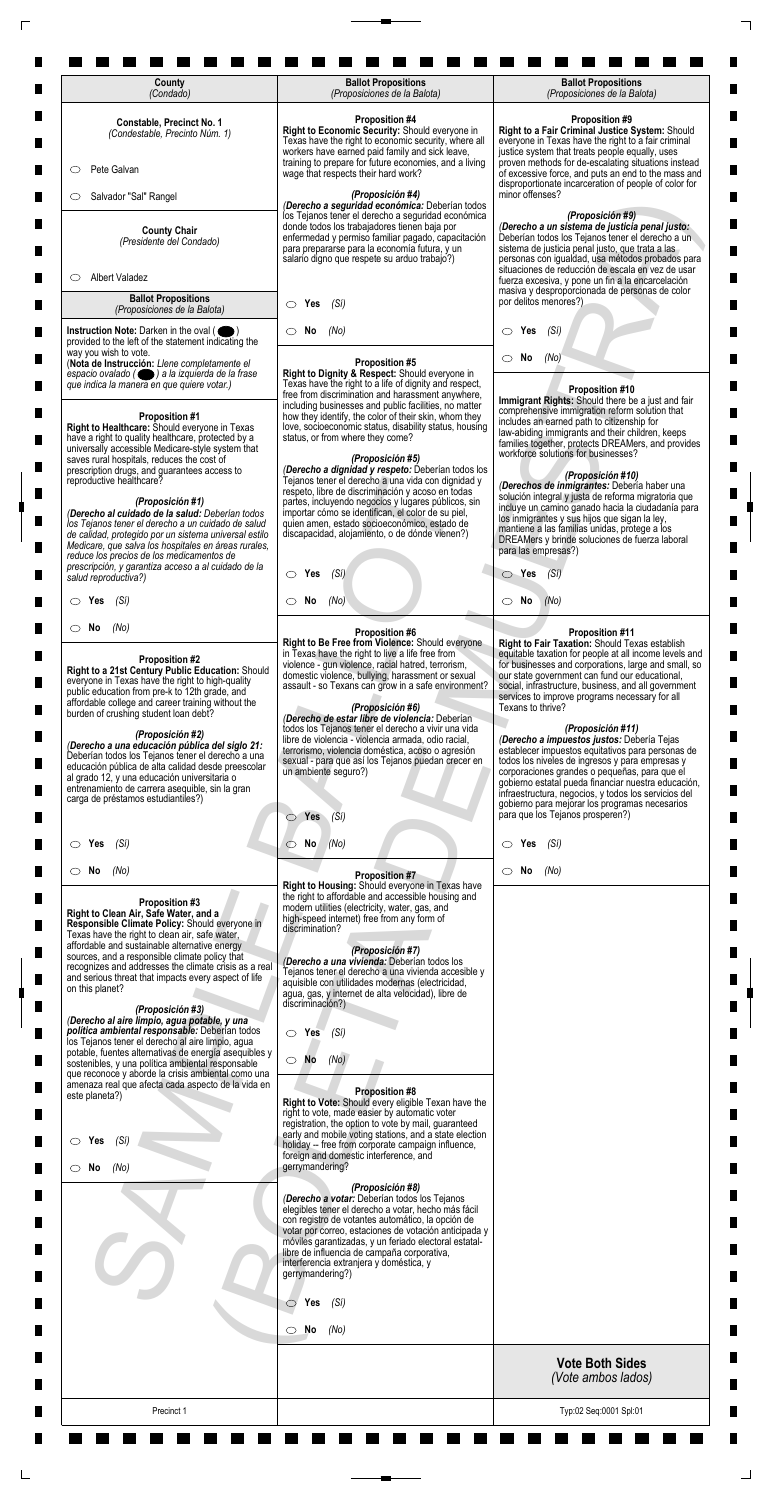| County (Condado) | Ballot Propositions (Proposiciones de la Balota) | Ballot Propositions (Proposiciones de la Balota) |
|---|---|---|

## Constable, Precinct No. 1
*(Condestable, Precinto Núm. 1)*

- ○ Pete Galvan
- ○ Salvador "Sal" Rangel

## County Chair
*(Presidente del Condado)*

- ○ Albert Valadez

## Ballot Propositions
*(Proposiciones de la Balota)*

**Instruction Note:** Darken in the oval ( ⬤ ) provided to the left of the statement indicating the way you wish to vote.
(**Nota de Instrucción:** *Llene completamente el espacio ovalado ( ⬤ ) a la izquierda de la frase que indica la manera en que quiere votar.)*

### Proposition #1
**Right to Healthcare:** Should everyone in Texas have a right to quality healthcare, protected by a universally accessible Medicare-style system that saves rural hospitals, reduces the cost of prescription drugs, and guarantees access to reproductive healthcare?

*(Proposición #1)*
*(Derecho al cuidado de la salud: Deberían todos los Tejanos tener el derecho a un cuidado de salud de calidad, protegido por un sistema universal estilo Medicare, que salva los hospitales en áreas rurales, reduce los precios de los medicamentos de prescripción, y garantiza acceso a al cuidado de la salud reproductiva?)*

- ○ Yes *(Sí)*
- ○ No *(No)*

### Proposition #2
**Right to a 21st Century Public Education:** Should everyone in Texas have the right to high-quality public education from pre-k to 12th grade, and affordable college and career training without the burden of crushing student loan debt?

*(Proposición #2)*
*(Derecho a una educación pública del siglo 21: Deberían todos los Tejanos tener el derecho a una educación pública de alta calidad desde preescolar al grado 12, y una educación universitaria o entrenamiento de carrera asequible, sin la gran carga de préstamos estudiantiles?)*

- ○ Yes *(Sí)*
- ○ No *(No)*

### Proposition #3
**Right to Clean Air, Safe Water, and a Responsible Climate Policy:** Should everyone in Texas have the right to clean air, safe water, affordable and sustainable alternative energy sources, and a responsible climate policy that recognizes and addresses the climate crisis as a real and serious threat that impacts every aspect of life on this planet?

*(Proposición #3)*
*(Derecho al aire limpio, agua potable, y una política ambiental responsable: Deberían todos los Tejanos tener el derecho al aire limpio, agua potable, fuentes alternativas de energía asequibles y sostenibles, y una política ambiental responsable que reconoce y aborde la crisis ambiental como una amenaza real que afecta cada aspecto de la vida en este planeta?)*

- ○ Yes *(Sí)*
- ○ No *(No)*

### Proposition #4
**Right to Economic Security:** Should everyone in Texas have the right to economic security, where all workers have earned paid family and sick leave, training to prepare for future economies, and a living wage that respects their hard work?

*(Proposición #4)*
*(Derecho a seguridad económica: Deberían todos los Tejanos tener el derecho a seguridad económica donde todos los trabajadores tienen baja por enfermedad y permiso familiar pagado, capacitación para prepararse para la economía futura, y un salario digno que respete su arduo trabajo?)*

- ○ Yes *(Sí)*
- ○ No *(No)*

### Proposition #5
**Right to Dignity & Respect:** Should everyone in Texas have the right to a life of dignity and respect, free from discrimination and harassment anywhere, including businesses and public facilities, no matter how they identify, the color of their skin, whom they love, socioeconomic status, disability status, housing status, or from where they come?

*(Proposición #5)*
*(Derecho a dignidad y respeto: Deberían todos los Tejanos tener el derecho a una vida con dignidad y respeto, libre de discriminación y acoso en todas partes, incluyendo negocios y lugares públicos, sin importar cómo se identifican, el color de su piel, quien amen, estado socioeconómico, estado de discapacidad, alojamiento, o de dónde vienen?)*

- ○ Yes *(Sí)*
- ○ No *(No)*

### Proposition #6
**Right to Be Free from Violence:** Should everyone in Texas have the right to live a life free from violence - gun violence, racial hatred, terrorism, domestic violence, bullying, harassment or sexual assault - so Texans can grow in a safe environment?

*(Proposición #6)*
*(Derecho de estar libre de violencia: Deberían todos los Tejanos tener el derecho a vivir una vida libre de violencia - violencia armada, odio racial, terrorismo, violencia doméstica, acoso o agresión sexual - para que así los Tejanos puedan crecer en un ambiente seguro?)*

- ○ Yes *(Sí)*
- ○ No *(No)*

### Proposition #7
**Right to Housing:** Should everyone in Texas have the right to affordable and accessible housing and modern utilities (electricity, water, gas, and high-speed internet) free from any form of discrimination?

*(Proposición #7)*
*(Derecho a una vivienda: Deberían todos los Tejanos tener el derecho a una vivienda accesible y asequible con utilidades modernas (electricidad, agua, gas, y internet de alta velocidad), libre de discriminación?)*

- ○ Yes *(Sí)*
- ○ No *(No)*

### Proposition #8
**Right to Vote:** Should every eligible Texan have the right to vote, made easier by automatic voter registration, the option to vote by mail, guaranteed early and mobile voting stations, and a state election holiday -- free from corporate campaign influence, foreign and domestic interference, and gerrymandering?

*(Proposición #8)*
*(Derecho a votar: Deberían todos los Tejanos elegibles tener el derecho a votar, hecho más fácil con registro de votantes automático, la opción de votar por correo, estaciones de votación anticipada y móviles garantizadas, y un feriado electoral estatal- libre de influencia de campaña corporativa, interferencia extranjera y doméstica, y gerrymandering?)*

- ○ Yes *(Sí)*
- ○ No *(No)*

### Proposition #9
**Right to a Fair Criminal Justice System:** Should everyone in Texas have the right to a fair criminal justice system that treats people equally, uses proven methods for de-escalating situations instead of excessive force, and puts an end to the mass and disproportionate incarceration of people of color for minor offenses?

*(Proposición #9)*
*(Derecho a un sistema de justicia penal justo: Deberían todos los Tejanos tener el derecho a un sistema de justicia penal justo, que trata a las personas con igualdad, usa métodos probados para situaciones de reducción de escala en vez de usar fuerza excesiva, y pone un fin a la encarcelación masiva y desproporcionada de personas de color por delitos menores?)*

- ○ Yes *(Sí)*
- ○ No *(No)*

### Proposition #10
**Immigrant Rights:** Should there be a just and fair comprehensive immigration reform solution that includes an earned path to citizenship for law-abiding immigrants and their children, keeps families together, protects DREAMers, and provides workforce solutions for businesses?

*(Proposición #10)*
*(Derechos de inmigrantes: Debería haber una solución integral y justa de reforma migratoria que incluye un camino ganado hacia la ciudadanía para los inmigrantes y sus hijos que sigan la ley, mantiene a las familias unidas, protege a los DREAMers y brinde soluciones de fuerza laboral para las empresas?)*

- ○ Yes *(Sí)*
- ○ No *(No)*

### Proposition #11
**Right to Fair Taxation:** Should Texas establish equitable taxation for people at all income levels and for businesses and corporations, large and small, so our state government can fund our educational, social, infrastructure, business, and all government services to improve programs necessary for all Texans to thrive?

*(Proposición #11)*
*(Derecho a impuestos justos: Debería Tejas establecer impuestos equitativos para personas de todos los niveles de ingresos y para empresas y corporaciones grandes o pequeñas, para que el gobierno estatal pueda financiar nuestra educación, infraestructura, negocios, y todos los servicios del gobierno para mejorar los programas necesarios para que los Tejanos prosperen?)*

- ○ Yes *(Sí)*
- ○ No *(No)*

**Vote Both Sides**
*(Vote ambos lados)*

Precinct 1

Typ:02 Seq:0001 Spl:01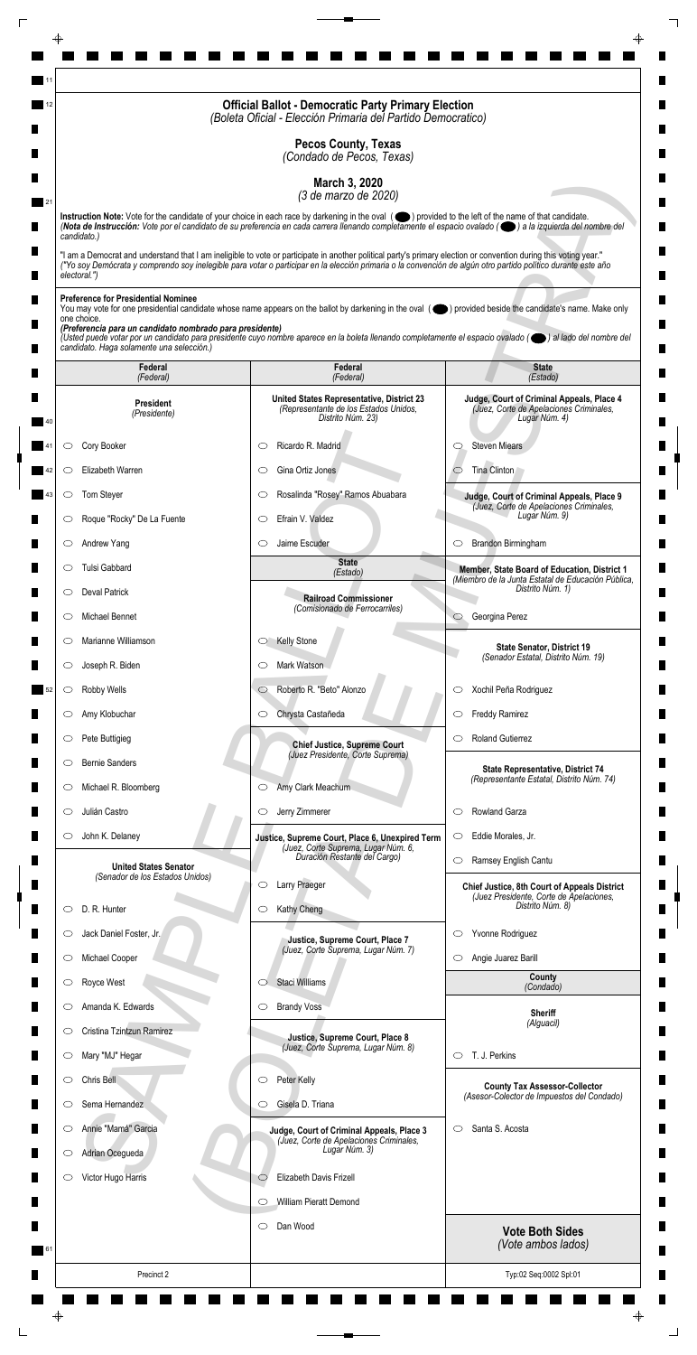# Official Ballot - Democratic Party Primary Election
*(Boleta Oficial - Elección Primaria del Partido Democratico)*

## Pecos County, Texas
*(Condado de Pecos, Texas)*

## March 3, 2020
*(3 de marzo de 2020)*

**Instruction Note:** Vote for the candidate of your choice in each race by darkening in the oval ( ⬬ ) provided to the left of the name of that candidate.
*(**Nota de Instrucción:** Vote por el candidato de su preferencia en cada carrera llenando completamente el espacio ovalado ( ⬬ ) a la izquierda del nombre del candidato.)*

"I am a Democrat and understand that I am ineligible to vote or participate in another political party's primary election or convention during this voting year."
*("Yo soy Demócrata y comprendo soy inelegible para votar o participar en la elección primaria o la convención de algún otro partido político durante este año electoral.")*

**Preference for Presidential Nominee**
You may vote for one presidential candidate whose name appears on the ballot by darkening in the oval ( ⬬ ) provided beside the candidate's name. Make only one choice.
***(Preferencia para un candidato nombrado para presidente)***
*(Usted puede votar por un candidato para presidente cuyo nombre aparece en la boleta llenando completamente el espacio ovalado ( ⬬ ) al lado del nombre del candidato. Haga solamente una selección.)*

### Federal *(Federal)*

**President** *(Presidente)*

- ⬭ Cory Booker
- ⬭ Elizabeth Warren
- ⬭ Tom Steyer
- ⬭ Roque "Rocky" De La Fuente
- ⬭ Andrew Yang
- ⬭ Tulsi Gabbard
- ⬭ Deval Patrick
- ⬭ Michael Bennet
- ⬭ Marianne Williamson
- ⬭ Joseph R. Biden
- ⬭ Robby Wells
- ⬭ Amy Klobuchar
- ⬭ Pete Buttigieg
- ⬭ Bernie Sanders
- ⬭ Michael R. Bloomberg
- ⬭ Julián Castro
- ⬭ John K. Delaney

**United States Senator** *(Senador de los Estados Unidos)*

- ⬭ D. R. Hunter
- ⬭ Jack Daniel Foster, Jr.
- ⬭ Michael Cooper
- ⬭ Royce West
- ⬭ Amanda K. Edwards
- ⬭ Cristina Tzintzun Ramirez
- ⬭ Mary "MJ" Hegar
- ⬭ Chris Bell
- ⬭ Sema Hernandez
- ⬭ Annie "Mamá" Garcia
- ⬭ Adrian Ocegueda
- ⬭ Victor Hugo Harris

### Federal *(Federal)*

**United States Representative, District 23** *(Representante de los Estados Unidos, Distrito Núm. 23)*

- ⬭ Ricardo R. Madrid
- ⬭ Gina Ortiz Jones
- ⬭ Rosalinda "Rosey" Ramos Abuabara
- ⬭ Efrain V. Valdez
- ⬭ Jaime Escuder

### State *(Estado)*

**Railroad Commissioner** *(Comisionado de Ferrocarriles)*

- ⬭ Kelly Stone
- ⬭ Mark Watson
- ⬭ Roberto R. "Beto" Alonzo
- ⬭ Chrysta Castañeda

**Chief Justice, Supreme Court** *(Juez Presidente, Corte Suprema)*

- ⬭ Amy Clark Meachum
- ⬭ Jerry Zimmerer

**Justice, Supreme Court, Place 6, Unexpired Term** *(Juez, Corte Suprema, Lugar Núm. 6, Duración Restante del Cargo)*

- ⬭ Larry Praeger
- ⬭ Kathy Cheng

**Justice, Supreme Court, Place 7** *(Juez, Corte Suprema, Lugar Núm. 7)*

- ⬭ Staci Williams
- ⬭ Brandy Voss

**Justice, Supreme Court, Place 8** *(Juez, Corte Suprema, Lugar Núm. 8)*

- ⬭ Peter Kelly
- ⬭ Gisela D. Triana

**Judge, Court of Criminal Appeals, Place 3** *(Juez, Corte de Apelaciones Criminales, Lugar Núm. 3)*

- ⬭ Elizabeth Davis Frizell
- ⬭ William Pieratt Demond
- ⬭ Dan Wood

### State *(Estado)*

**Judge, Court of Criminal Appeals, Place 4** *(Juez, Corte de Apelaciones Criminales, Lugar Núm. 4)*

- ⬭ Steven Miears
- ⬭ Tina Clinton

**Judge, Court of Criminal Appeals, Place 9** *(Juez, Corte de Apelaciones Criminales, Lugar Núm. 9)*

- ⬭ Brandon Birmingham

**Member, State Board of Education, District 1** *(Miembro de la Junta Estatal de Educación Pública, Distrito Núm. 1)*

- ⬭ Georgina Perez

**State Senator, District 19** *(Senador Estatal, Distrito Núm. 19)*

- ⬭ Xochil Peña Rodriguez
- ⬭ Freddy Ramirez
- ⬭ Roland Gutierrez

**State Representative, District 74** *(Representante Estatal, Distrito Núm. 74)*

- ⬭ Rowland Garza
- ⬭ Eddie Morales, Jr.
- ⬭ Ramsey English Cantu

**Chief Justice, 8th Court of Appeals District** *(Juez Presidente, Corte de Apelaciones, Distrito Núm. 8)*

- ⬭ Yvonne Rodriguez
- ⬭ Angie Juarez Barill

### County *(Condado)*

**Sheriff** *(Alguacil)*

- ⬭ T. J. Perkins

**County Tax Assessor-Collector** *(Asesor-Colector de Impuestos del Condado)*

- ⬭ Santa S. Acosta

**Vote Both Sides**
*(Vote ambos lados)*

Precinct 2

Typ:02 Seq:0002 Spl:01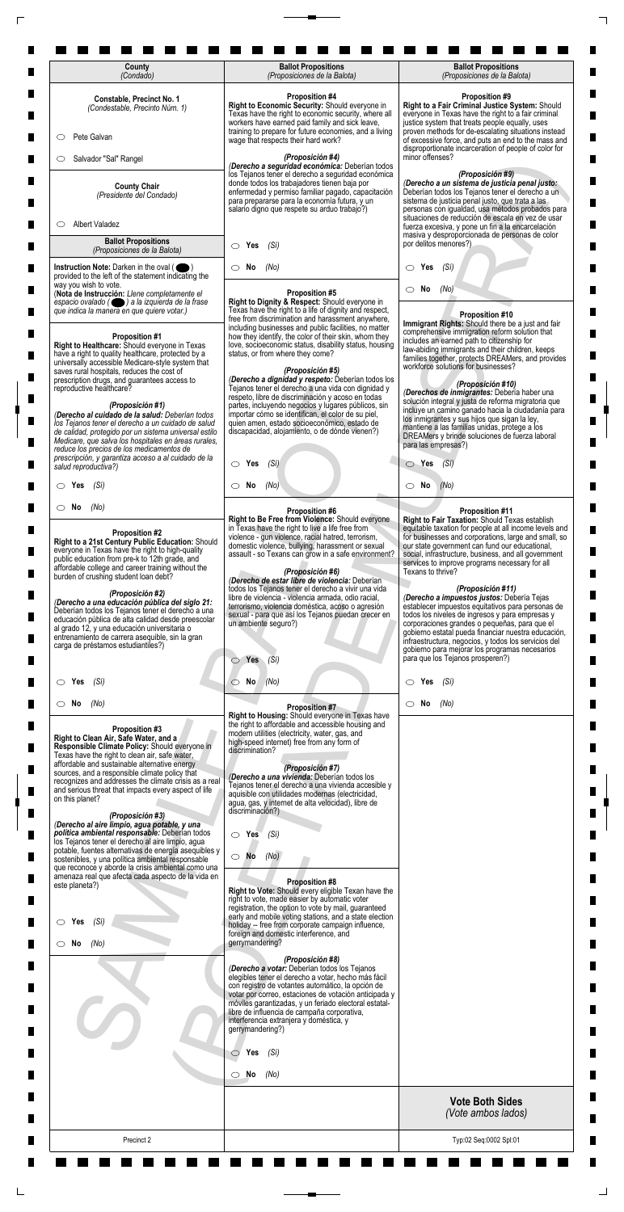| County |
| --- |
| *(Condado)* |

**Constable, Precinct No. 1**
*(Condestable, Precinto Núm. 1)*

- ○ Pete Galvan
- ○ Salvador "Sal" Rangel

**County Chair**
*(Presidente del Condado)*

- ○ Albert Valadez

**Ballot Propositions**
*(Proposiciones de la Balota)*

**Instruction Note:** Darken in the oval ( ⬬ ) provided to the left of the statement indicating the way you wish to vote.
(**Nota de Instrucción:** *Llene completamente el espacio ovalado ( ⬬ ) a la izquierda de la frase que indica la manera en que quiere votar.)*

**Proposition #1**
**Right to Healthcare:** Should everyone in Texas have a right to quality healthcare, protected by a universally accessible Medicare-style system that saves rural hospitals, reduces the cost of prescription drugs, and guarantees access to reproductive healthcare?

***(Proposición #1)***
*(Derecho al cuidado de la salud: Deberían todos los Tejanos tener el derecho a un cuidado de salud de calidad, protegido por un sistema universal estilo Medicare, que salva los hospitales en áreas rurales, reduce los precios de los medicamentos de prescripción, y garantiza acceso a al cuidado de la salud reproductiva?)*

- ○ **Yes** *(Sí)*
- ○ **No** *(No)*

**Proposition #2**
**Right to a 21st Century Public Education:** Should everyone in Texas have the right to high-quality public education from pre-k to 12th grade, and affordable college and career training without the burden of crushing student loan debt?

***(Proposición #2)***
*(Derecho a una educación pública del siglo 21: Deberían todos los Tejanos tener el derecho a una educación pública de alta calidad desde preescolar al grado 12, y una educación universitaria o entrenamiento de carrera asequible, sin la gran carga de préstamos estudiantiles?)*

- ○ **Yes** *(Sí)*
- ○ **No** *(No)*

**Proposition #3**
**Right to Clean Air, Safe Water, and a Responsible Climate Policy:** Should everyone in Texas have the right to clean air, safe water, affordable and sustainable alternative energy sources, and a responsible climate policy that recognizes and addresses the climate crisis as a real and serious threat that impacts every aspect of life on this planet?

***(Proposición #3)***
*(Derecho al aire limpio, agua potable, y una política ambiental responsable: Deberían todos los Tejanos tener el derecho al aire limpio, agua potable, fuentes alternativas de energía asequibles y sostenibles, y una política ambiental responsable que reconoce y aborde la crisis ambiental como una amenaza real que afecta cada aspecto de la vida en este planeta?)*

- ○ **Yes** *(Sí)*
- ○ **No** *(No)*

**Proposition #4**
**Right to Economic Security:** Should everyone in Texas have the right to economic security, where all workers have earned paid family and sick leave, training to prepare for future economies, and a living wage that respects their hard work?

***(Proposición #4)***
*(Derecho a seguridad económica: Deberían todos los Tejanos tener el derecho a seguridad económica donde todos los trabajadores tienen baja por enfermedad y permiso familiar pagado, capacitación para prepararse para la economía futura, y un salario digno que respete su arduo trabajo?)*

- ○ **Yes** *(Sí)*
- ○ **No** *(No)*

**Proposition #5**
**Right to Dignity & Respect:** Should everyone in Texas have the right to a life of dignity and respect, free from discrimination and harassment anywhere, including businesses and public facilities, no matter how they identify, the color of their skin, whom they love, socioeconomic status, disability status, housing status, or from where they come?

***(Proposición #5)***
*(Derecho a dignidad y respeto: Deberían todos los Tejanos tener el derecho a una vida con dignidad y respeto, libre de discriminación y acoso en todas partes, incluyendo negocios y lugares públicos, sin importar cómo se identifican, el color de su piel, quien amen, estado socioeconómico, estado de discapacidad, alojamiento, o de dónde vienen?)*

- ○ **Yes** *(Sí)*
- ○ **No** *(No)*

**Proposition #6**
**Right to Be Free from Violence:** Should everyone in Texas have the right to live a life free from violence - gun violence, racial hatred, terrorism, domestic violence, bullying, harassment or sexual assault - so Texans can grow in a safe environment?

***(Proposición #6)***
*(Derecho de estar libre de violencia: Deberían todos los Tejanos tener el derecho a vivir una vida libre de violencia - violencia armada, odio racial, terrorismo, violencia doméstica, acoso o agresión sexual - para que así los Tejanos puedan crecer en un ambiente seguro?)*

- ○ **Yes** *(Sí)*
- ○ **No** *(No)*

**Proposition #7**
**Right to Housing:** Should everyone in Texas have the right to affordable and accessible housing and modern utilities (electricity, water, gas, and high-speed internet) free from any form of discrimination?

***(Proposición #7)***
*(Derecho a una vivienda: Deberían todos los Tejanos tener el derecho a una vivienda accesible y asequible con utilidades modernas (electricidad, agua, gas, y internet de alta velocidad), libre de discriminación?)*

- ○ **Yes** *(Sí)*
- ○ **No** *(No)*

**Proposition #8**
**Right to Vote:** Should every eligible Texan have the right to vote, made easier by automatic voter registration, the option to vote by mail, guaranteed early and mobile voting stations, and a state election holiday -- free from corporate campaign influence, foreign and domestic interference, and gerrymandering?

***(Proposición #8)***
*(Derecho a votar: Deberían todos los Tejanos elegibles tener el derecho a votar, hecho más fácil con registro de votantes automático, la opción de votar por correo, estaciones de votación anticipada y móviles garantizadas, y un feriado electoral estatal-libre de influencia de campaña corporativa, interferencia extranjera y doméstica, y gerrymandering?)*

- ○ **Yes** *(Sí)*
- ○ **No** *(No)*

**Proposition #9**
**Right to a Fair Criminal Justice System:** Should everyone in Texas have the right to a fair criminal justice system that treats people equally, uses proven methods for de-escalating situations instead of excessive force, and puts an end to the mass and disproportionate incarceration of people of color for minor offenses?

***(Proposición #9)***
*(Derecho a un sistema de justicia penal justo: Deberían todos los Tejanos tener el derecho a un sistema de justicia penal justo, que trata a las personas con igualdad, usa métodos probados para situaciones de reducción de escala en vez de usar fuerza excesiva, y pone un fin a la encarcelación masiva y desproporcionada de personas de color por delitos menores?)*

- ○ **Yes** *(Sí)*
- ○ **No** *(No)*

**Proposition #10**
**Immigrant Rights:** Should there be a just and fair comprehensive immigration reform solution that includes an earned path to citizenship for law-abiding immigrants and their children, keeps families together, protects DREAMers, and provides workforce solutions for businesses?

***(Proposición #10)***
*(Derechos de inmigrantes: Debería haber una solución integral y justa de reforma migratoria que incluye un camino ganado hacia la ciudadanía para los inmigrantes y sus hijos que sigan la ley, mantiene a las familias unidas, protege a los DREAMers y brinde soluciones de fuerza laboral para las empresas?)*

- ○ **Yes** *(Sí)*
- ○ **No** *(No)*

**Proposition #11**
**Right to Fair Taxation:** Should Texas establish equitable taxation for people at all income levels and for businesses and corporations, large and small, so our state government can fund our educational, social, infrastructure, business, and all government services to improve programs necessary for all Texans to thrive?

***(Proposición #11)***
*(Derecho a impuestos justos: Debería Tejas establecer impuestos equitativos para personas de todos los niveles de ingresos y para empresas y corporaciones grandes o pequeñas, para que el gobierno estatal pueda financiar nuestra educación, infraestructura, negocios, y todos los servicios del gobierno para mejorar los programas necesarios para que los Tejanos prosperen?)*

- ○ **Yes** *(Sí)*
- ○ **No** *(No)*

**Vote Both Sides**
*(Vote ambos lados)*

Precinct 2

Typ:02 Seq:0002 Spl:01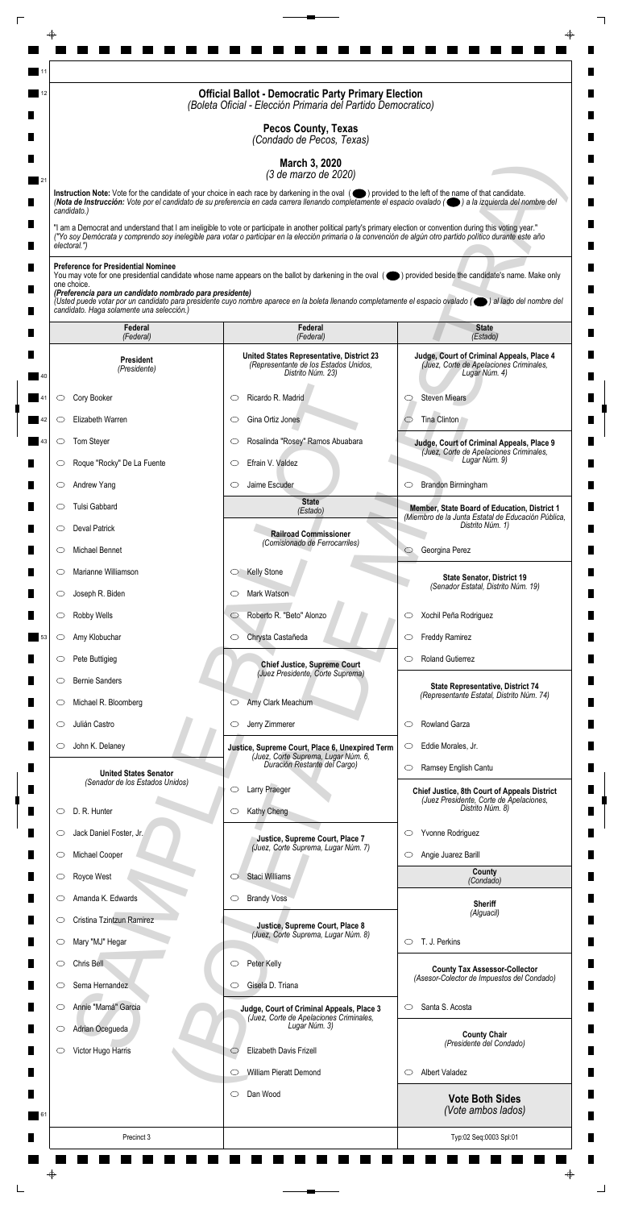# Official Ballot - Democratic Party Primary Election
*(Boleta Oficial - Elección Primaria del Partido Democratico)*

## Pecos County, Texas
*(Condado de Pecos, Texas)*

## March 3, 2020
*(3 de marzo de 2020)*

**Instruction Note:** Vote for the candidate of your choice in each race by darkening in the oval ( ⬬ ) provided to the left of the name of that candidate.
*(**Nota de Instrucción:** Vote por el candidato de su preferencia en cada carrera llenando completamente el espacio ovalado ( ⬬ ) a la izquierda del nombre del candidato.)*

"I am a Democrat and understand that I am ineligible to vote or participate in another political party's primary election or convention during this voting year."
*("Yo soy Demócrata y comprendo soy inelegible para votar o participar en la elección primaria o la convención de algún otro partido político durante este año electoral.")*

**Preference for Presidential Nominee**
You may vote for one presidential candidate whose name appears on the ballot by darkening in the oval ( ⬬ ) provided beside the candidate's name. Make only one choice.
***(Preferencia para un candidato nombrado para presidente)***
*(Usted puede votar por un candidato para presidente cuyo nombre aparece en la boleta llenando completamente el espacio ovalado ( ⬬ ) al lado del nombre del candidato. Haga solamente una selección.)*

### Federal *(Federal)*

**President** *(Presidente)*

- ○ Cory Booker
- ○ Elizabeth Warren
- ○ Tom Steyer
- ○ Roque "Rocky" De La Fuente
- ○ Andrew Yang
- ○ Tulsi Gabbard
- ○ Deval Patrick
- ○ Michael Bennet
- ○ Marianne Williamson
- ○ Joseph R. Biden
- ○ Robby Wells
- ○ Amy Klobuchar
- ○ Pete Buttigieg
- ○ Bernie Sanders
- ○ Michael R. Bloomberg
- ○ Julián Castro
- ○ John K. Delaney

**United States Senator** *(Senador de los Estados Unidos)*

- ○ D. R. Hunter
- ○ Jack Daniel Foster, Jr.
- ○ Michael Cooper
- ○ Royce West
- ○ Amanda K. Edwards
- ○ Cristina Tzintzun Ramirez
- ○ Mary "MJ" Hegar
- ○ Chris Bell
- ○ Sema Hernandez
- ○ Annie "Mamá" Garcia
- ○ Adrian Ocegueda
- ○ Victor Hugo Harris

### Federal *(Federal)*

**United States Representative, District 23** *(Representante de los Estados Unidos, Distrito Núm. 23)*

- ○ Ricardo R. Madrid
- ○ Gina Ortiz Jones
- ○ Rosalinda "Rosey" Ramos Abuabara
- ○ Efrain V. Valdez
- ○ Jaime Escuder

### State *(Estado)*

**Railroad Commissioner** *(Comisionado de Ferrocarriles)*

- ○ Kelly Stone
- ○ Mark Watson
- ○ Roberto R. "Beto" Alonzo
- ○ Chrysta Castañeda

**Chief Justice, Supreme Court** *(Juez Presidente, Corte Suprema)*

- ○ Amy Clark Meachum
- ○ Jerry Zimmerer

**Justice, Supreme Court, Place 6, Unexpired Term** *(Juez, Corte Suprema, Lugar Núm. 6, Duración Restante del Cargo)*

- ○ Larry Praeger
- ○ Kathy Cheng

**Justice, Supreme Court, Place 7** *(Juez, Corte Suprema, Lugar Núm. 7)*

- ○ Staci Williams
- ○ Brandy Voss

**Justice, Supreme Court, Place 8** *(Juez, Corte Suprema, Lugar Núm. 8)*

- ○ Peter Kelly
- ○ Gisela D. Triana

**Judge, Court of Criminal Appeals, Place 3** *(Juez, Corte de Apelaciones Criminales, Lugar Núm. 3)*

- ○ Elizabeth Davis Frizell
- ○ William Pieratt Demond
- ○ Dan Wood

### State *(Estado)*

**Judge, Court of Criminal Appeals, Place 4** *(Juez, Corte de Apelaciones Criminales, Lugar Núm. 4)*

- ○ Steven Miears
- ○ Tina Clinton

**Judge, Court of Criminal Appeals, Place 9** *(Juez, Corte de Apelaciones Criminales, Lugar Núm. 9)*

- ○ Brandon Birmingham

**Member, State Board of Education, District 1** *(Miembro de la Junta Estatal de Educación Pública, Distrito Núm. 1)*

- ○ Georgina Perez

**State Senator, District 19** *(Senador Estatal, Distrito Núm. 19)*

- ○ Xochil Peña Rodriguez
- ○ Freddy Ramirez
- ○ Roland Gutierrez

**State Representative, District 74** *(Representante Estatal, Distrito Núm. 74)*

- ○ Rowland Garza
- ○ Eddie Morales, Jr.
- ○ Ramsey English Cantu

**Chief Justice, 8th Court of Appeals District** *(Juez Presidente, Corte de Apelaciones, Distrito Núm. 8)*

- ○ Yvonne Rodriguez
- ○ Angie Juarez Barill

### County *(Condado)*

**Sheriff** *(Alguacil)*

- ○ T. J. Perkins

**County Tax Assessor-Collector** *(Asesor-Colector de Impuestos del Condado)*

- ○ Santa S. Acosta

**County Chair** *(Presidente del Condado)*

- ○ Albert Valadez

**Vote Both Sides** *(Vote ambos lados)*

Precinct 3

Typ:02 Seq:0003 Spl:01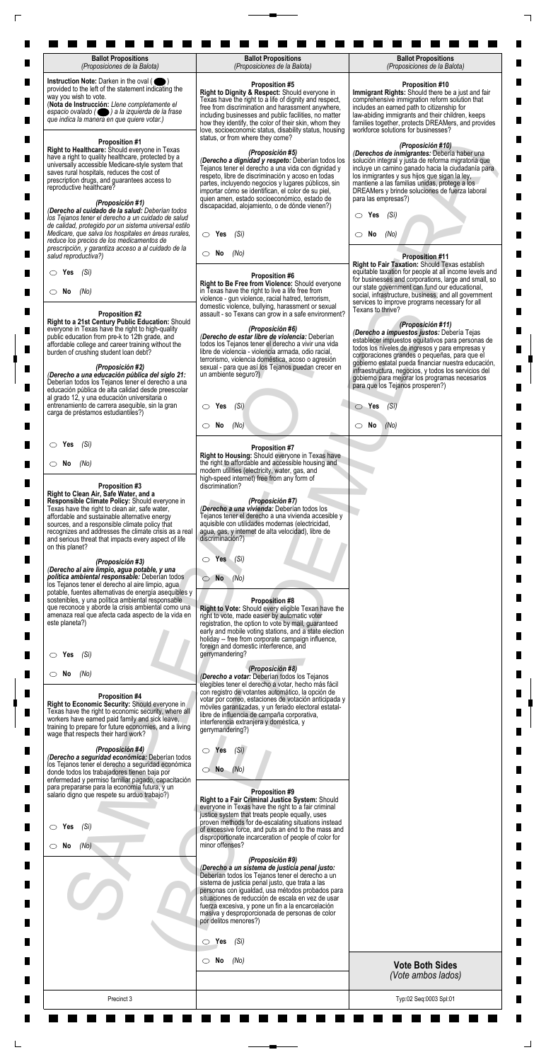## Ballot Propositions
*(Proposiciones de la Balota)*

**Instruction Note:** Darken in the oval ( ⬬ ) provided to the left of the statement indicating the way you wish to vote.
(**Nota de Instrucción:** *Llene completamente el espacio ovalado ( ⬬ ) a la izquierda de la frase que indica la manera en que quiere votar.*)

### Proposition #1

**Right to Healthcare:** Should everyone in Texas have a right to quality healthcare, protected by a universally accessible Medicare-style system that saves rural hospitals, reduces the cost of prescription drugs, and guarantees access to reproductive healthcare?

***(Proposición #1)***
*(**Derecho al cuidado de la salud:** Deberían todos los Tejanos tener el derecho a un cuidado de salud de calidad, protegido por un sistema universal estilo Medicare, que salva los hospitales en áreas rurales, reduce los precios de los medicamentos de prescripción, y garantiza acceso a el cuidado de la salud reproductiva?)*

- ◯ **Yes** *(Sí)*
- ◯ **No** *(No)*

### Proposition #2

**Right to a 21st Century Public Education:** Should everyone in Texas have the right to high-quality public education from pre-k to 12th grade, and affordable college and career training without the burden of crushing student loan debt?

***(Proposición #2)***
*(**Derecho a una educación pública del siglo 21:** Deberían todos los Tejanos tener el derecho a una educación pública de alta calidad desde preescolar al grado 12, y una educación universitaria o entrenamiento de carrera asequible, sin la gran carga de préstamos estudiantiles?)*

- ◯ **Yes** *(Sí)*
- ◯ **No** *(No)*

### Proposition #3

**Right to Clean Air, Safe Water, and a Responsible Climate Policy:** Should everyone in Texas have the right to clean air, safe water, affordable and sustainable alternative energy sources, and a responsible climate policy that recognizes and addresses the climate crisis as a real and serious threat that impacts every aspect of life on this planet?

***(Proposición #3)***
*(**Derecho al aire limpio, agua potable, y una política ambiental responsable:** Deberían todos los Tejanos tener el derecho al aire limpio, agua potable, fuentes alternativas de energía asequibles y sostenibles, y una política ambiental responsable que reconoce y aborde la crisis ambiental como una amenaza real que afecta cada aspecto de la vida en este planeta?)*

- ◯ **Yes** *(Sí)*
- ◯ **No** *(No)*

### Proposition #4

**Right to Economic Security:** Should everyone in Texas have the right to economic security, where all workers have earned paid family and sick leave, training to prepare for future economies, and a living wage that respects their hard work?

***(Proposición #4)***
*(**Derecho a seguridad económica:** Deberían todos los Tejanos tener el derecho a seguridad económica donde todos los trabajadores tienen baja por enfermedad y permiso familiar pagado, capacitación para prepararse para la economía futura, y un salario digno que respete su arduo trabajo?)*

- ◯ **Yes** *(Sí)*
- ◯ **No** *(No)*

### Proposition #5

**Right to Dignity & Respect:** Should everyone in Texas have the right to a life of dignity and respect, free from discrimination and harassment anywhere, including businesses and public facilities, no matter how they identify, the color of their skin, whom they love, socioeconomic status, disability status, housing status, or from where they come?

***(Proposición #5)***
*(**Derecho a dignidad y respeto:** Deberían todos los Tejanos tener el derecho a una vida con dignidad y respeto, libre de discriminación y acoso en todas partes, incluyendo negocios y lugares públicos, sin importar cómo se identifican, el color de su piel, quien aman, estado socioeconómico, estado de discapacidad, alojamiento, o de dónde vienen?)*

- ◯ **Yes** *(Sí)*
- ◯ **No** *(No)*

### Proposition #6

**Right to Be Free from Violence:** Should everyone in Texas have the right to live a life free from violence - gun violence, racial hatred, terrorism, domestic violence, bullying, harassment or sexual assault - so Texans can grow in a safe environment?

***(Proposición #6)***
*(**Derecho de estar libre de violencia:** Deberían todos los Tejanos tener el derecho a vivir una vida libre de violencia - violencia armada, odio racial, terrorismo, violencia doméstica, acoso o agresión sexual - para que así los Tejanos puedan crecer en un ambiente seguro?)*

- ◯ **Yes** *(Sí)*
- ◯ **No** *(No)*

### Proposition #7

**Right to Housing:** Should everyone in Texas have the right to affordable and accessible housing and modern utilities (electricity, water, gas, and high-speed internet) free from any form of discrimination?

***(Proposición #7)***
*(**Derecho a una vivienda:** Deberían todos los Tejanos tener el derecho a una vivienda accesible y asequible con utilidades modernas (electricidad, agua, gas, y internet de alta velocidad), libre de discriminación?)*

- ◯ **Yes** *(Sí)*
- ◯ **No** *(No)*

### Proposition #8

**Right to Vote:** Should every eligible Texan have the right to vote, made easier by automatic voter registration, the option to vote by mail, guaranteed early and mobile voting stations, and a state election holiday -- free from corporate campaign influence, foreign and domestic interference, and gerrymandering?

***(Proposición #8)***
*(**Derecho a votar:** Deberían todos los Tejanos elegibles tener el derecho a votar, hecho más fácil con registro de votantes automático, la opción de votar por correo, estaciones de votación anticipada y móviles garantizadas, y un feriado electoral estatal- libre de influencia de campaña corporativa, interferencia extranjera y doméstica, y gerrymandering?)*

- ◯ **Yes** *(Sí)*
- ◯ **No** *(No)*

### Proposition #9

**Right to a Fair Criminal Justice System:** Should everyone in Texas have the right to a fair criminal justice system that treats people equally, uses proven methods for de-escalating situations instead of excessive force, and puts an end to the mass and disproportionate incarceration of people of color for minor offenses?

***(Proposición #9)***
*(**Derecho a un sistema de justicia penal justo:** Deberían todos los Tejanos tener el derecho a un sistema de justicia penal justo, que trata a las personas con igualdad, usa métodos probados para situaciones de reducción de escala en vez de usar fuerza excesiva, y pone un fin a la encarcelación masiva y desproporcionada de personas de color por delitos menores?)*

- ◯ **Yes** *(Sí)*
- ◯ **No** *(No)*

### Proposition #10

**Immigrant Rights:** Should there be a just and fair comprehensive immigration reform solution that includes an earned path to citizenship for law-abiding immigrants and their children, keeps families together, protects DREAMers, and provides workforce solutions for businesses?

***(Proposición #10)***
*(**Derechos de inmigrantes:** Debería haber una solución integral y justa de reforma migratoria que incluye un camino ganado hacia la ciudadanía para los inmigrantes y sus hijos que sigan la ley, mantiene a las familias unidas, protege a los DREAMers y brinde soluciones de fuerza laboral para las empresas?)*

- ◯ **Yes** *(Sí)*
- ◯ **No** *(No)*

### Proposition #11

**Right to Fair Taxation:** Should Texas establish equitable taxation for people at all income levels and for businesses and corporations, large and small, so our state government can fund our educational, social, infrastructure, business, and all government services to improve programs necessary for all Texans to thrive?

***(Proposición #11)***
*(**Derecho a impuestos justos:** Debería Tejas establecer impuestos equitativos para personas de todos los niveles de ingresos y para empresas y corporaciones grandes o pequeñas, para que el gobierno estatal pueda financiar nuestra educación, infraestructura, negocios, y todos los servicios del gobierno para mejorar los programas necesarios para que los Tejanos prosperen?)*

- ◯ **Yes** *(Sí)*
- ◯ **No** *(No)*

**Vote Both Sides**
*(Vote ambos lados)*

Precinct 3

Typ:02 Seq:0003 Spl:01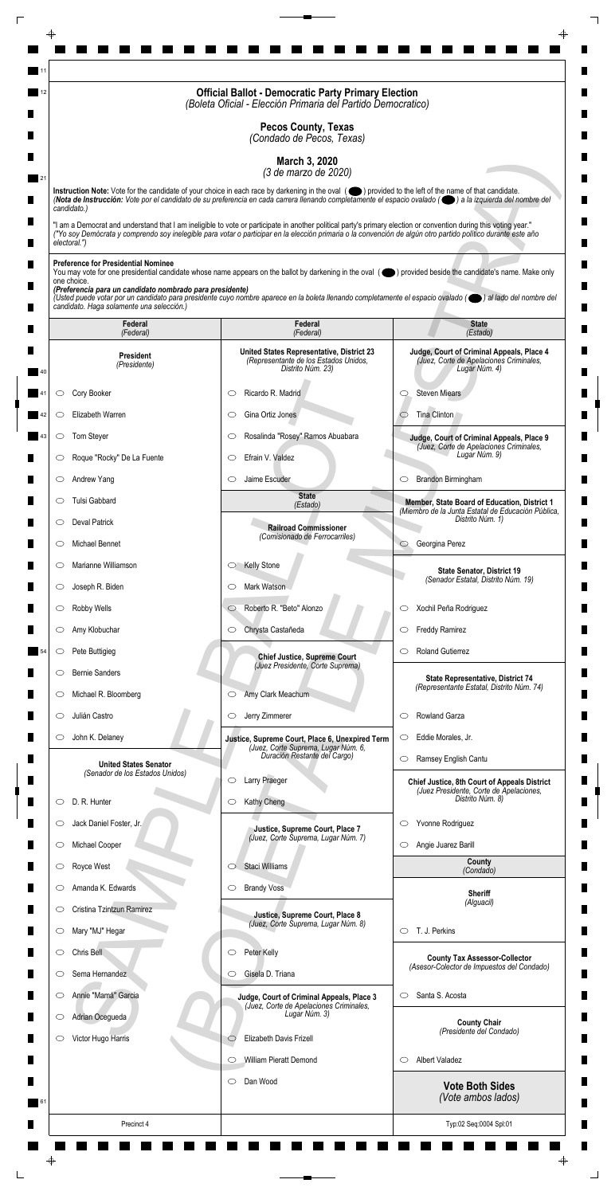# Official Ballot - Democratic Party Primary Election
*(Boleta Oficial - Elección Primaria del Partido Democratico)*

## Pecos County, Texas
*(Condado de Pecos, Texas)*

## March 3, 2020
*(3 de marzo de 2020)*

**Instruction Note:** Vote for the candidate of your choice in each race by darkening in the oval ( ) provided to the left of the name of that candidate.
*(**Nota de Instrucción:** Vote por el candidato de su preferencia en cada carrera llenando completamente el espacio ovalado ( ) a la izquierda del nombre del candidato.)*

"I am a Democrat and understand that I am ineligible to vote or participate in another political party's primary election or convention during this voting year."
*("Yo soy Demócrata y comprendo soy inelegible para votar o participar en la elección primaria o la convención de algún otro partido político durante este año electoral.")*

**Preference for Presidential Nominee**
You may vote for one presidential candidate whose name appears on the ballot by darkening in the oval ( ) provided beside the candidate's name. Make only one choice.
***(Preferencia para un candidato nombrado para presidente)***
*(Usted puede votar por un candidato para presidente cuyo nombre aparece en la boleta llenando completamente el espacio ovalado ( ) al lado del nombre del candidato. Haga solamente una selección.)*

**Federal** *(Federal)*

**President** *(Presidente)*

- ○ Cory Booker
- ○ Elizabeth Warren
- ○ Tom Steyer
- ○ Roque "Rocky" De La Fuente
- ○ Andrew Yang
- ○ Tulsi Gabbard
- ○ Deval Patrick
- ○ Michael Bennet
- ○ Marianne Williamson
- ○ Joseph R. Biden
- ○ Robby Wells
- ○ Amy Klobuchar
- ○ Pete Buttigieg
- ○ Bernie Sanders
- ○ Michael R. Bloomberg
- ○ Julián Castro
- ○ John K. Delaney

**United States Senator** *(Senador de los Estados Unidos)*

- ○ D. R. Hunter
- ○ Jack Daniel Foster, Jr.
- ○ Michael Cooper
- ○ Royce West
- ○ Amanda K. Edwards
- ○ Cristina Tzintzun Ramirez
- ○ Mary "MJ" Hegar
- ○ Chris Bell
- ○ Sema Hernandez
- ○ Annie "Mamá" Garcia
- ○ Adrian Ocegueda
- ○ Victor Hugo Harris

**Federal** *(Federal)*

**United States Representative, District 23** *(Representante de los Estados Unidos, Distrito Núm. 23)*

- ○ Ricardo R. Madrid
- ○ Gina Ortiz Jones
- ○ Rosalinda "Rosey" Ramos Abuabara
- ○ Efrain V. Valdez
- ○ Jaime Escuder

**State** *(Estado)*

**Railroad Commissioner** *(Comisionado de Ferrocarriles)*

- ○ Kelly Stone
- ○ Mark Watson
- ○ Roberto R. "Beto" Alonzo
- ○ Chrysta Castañeda

**Chief Justice, Supreme Court** *(Juez Presidente, Corte Suprema)*

- ○ Amy Clark Meachum
- ○ Jerry Zimmerer

**Justice, Supreme Court, Place 6, Unexpired Term** *(Juez, Corte Suprema, Lugar Núm. 6, Duración Restante del Cargo)*

- ○ Larry Praeger
- ○ Kathy Cheng

**Justice, Supreme Court, Place 7** *(Juez, Corte Suprema, Lugar Núm. 7)*

- ○ Staci Williams
- ○ Brandy Voss

**Justice, Supreme Court, Place 8** *(Juez, Corte Suprema, Lugar Núm. 8)*

- ○ Peter Kelly
- ○ Gisela D. Triana

**Judge, Court of Criminal Appeals, Place 3** *(Juez, Corte de Apelaciones Criminales, Lugar Núm. 3)*

- ○ Elizabeth Davis Frizell
- ○ William Pieratt Demond
- ○ Dan Wood

**State** *(Estado)*

**Judge, Court of Criminal Appeals, Place 4** *(Juez, Corte de Apelaciones Criminales, Lugar Núm. 4)*

- ○ Steven Miears
- ○ Tina Clinton

**Judge, Court of Criminal Appeals, Place 9** *(Juez, Corte de Apelaciones Criminales, Lugar Núm. 9)*

- ○ Brandon Birmingham

**Member, State Board of Education, District 1** *(Miembro de la Junta Estatal de Educación Pública, Distrito Núm. 1)*

- ○ Georgina Perez

**State Senator, District 19** *(Senador Estatal, Distrito Núm. 19)*

- ○ Xochil Peña Rodriguez
- ○ Freddy Ramirez
- ○ Roland Gutierrez

**State Representative, District 74** *(Representante Estatal, Distrito Núm. 74)*

- ○ Rowland Garza
- ○ Eddie Morales, Jr.
- ○ Ramsey English Cantu

**Chief Justice, 8th Court of Appeals District** *(Juez Presidente, Corte de Apelaciones, Distrito Núm. 8)*

- ○ Yvonne Rodriguez
- ○ Angie Juarez Barill

**County** *(Condado)*

**Sheriff** *(Alguacil)*

- ○ T. J. Perkins

**County Tax Assessor-Collector** *(Asesor-Colector de Impuestos del Condado)*

- ○ Santa S. Acosta

**County Chair** *(Presidente del Condado)*

- ○ Albert Valadez

**Vote Both Sides** *(Vote ambos lados)*

Precinct 4

Typ:02 Seq:0004 Spl:01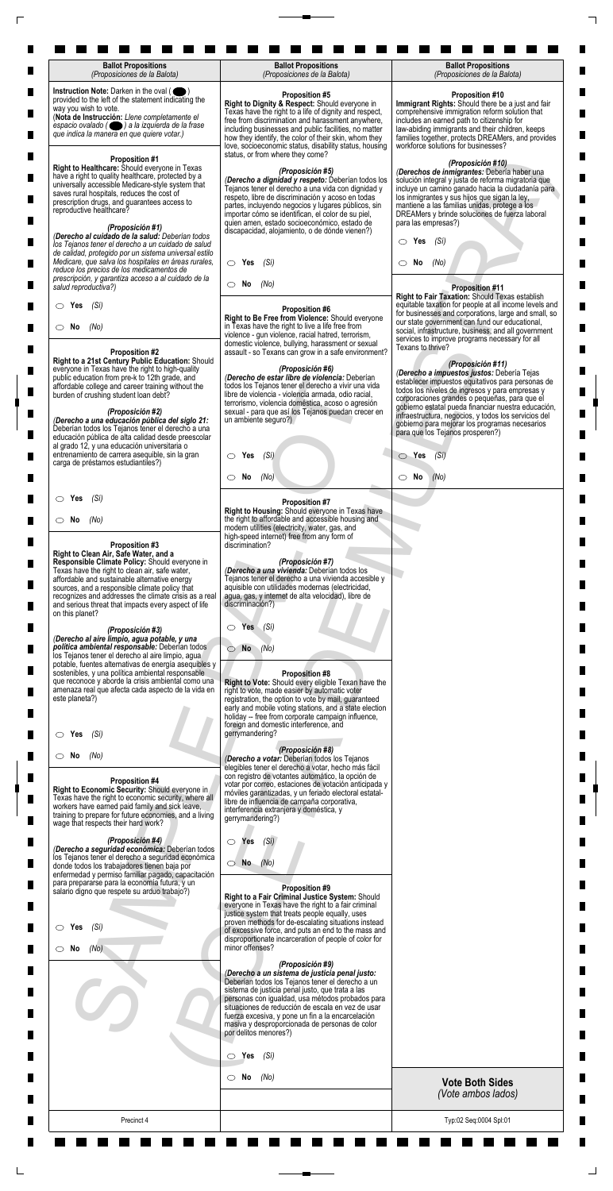**Ballot Propositions**
*(Proposiciones de la Balota)*

**Instruction Note:** Darken in the oval ( ⬤ ) provided to the left of the statement indicating the way you wish to vote.
(**Nota de Instrucción:** *Llene completamente el espacio ovalado ( ⬤ ) a la izquierda de la frase que indica la manera en que quiere votar.)*

### Proposition #1

**Right to Healthcare:** Should everyone in Texas have a right to quality healthcare, protected by a universally accessible Medicare-style system that saves rural hospitals, reduces the cost of prescription drugs, and guarantees access to reproductive healthcare?

***(Proposición #1)***
*(**Derecho al cuidado de la salud:** Deberían todos los Tejanos tener el derecho a un cuidado de salud de calidad, protegido por un sistema universal estilo Medicare, que salva los hospitales en áreas rurales, reduce los precios de los medicamentos de prescripción, y garantiza acceso a al cuidado de la salud reproductiva?)*

○ **Yes** *(Sí)*

○ **No** *(No)*

### Proposition #2

**Right to a 21st Century Public Education:** Should everyone in Texas have the right to high-quality public education from pre-k to 12th grade, and affordable college and career training without the burden of crushing student loan debt?

***(Proposición #2)***
*(**Derecho a una educación pública del siglo 21:** Deberían todos los Tejanos tener el derecho a una educación pública de alta calidad desde preescolar al grado 12, y una educación universitaria o entrenamiento de carrera asequible, sin la gran carga de préstamos estudiantiles?)*

○ **Yes** *(Sí)*

○ **No** *(No)*

### Proposition #3

**Right to Clean Air, Safe Water, and a Responsible Climate Policy:** Should everyone in Texas have the right to clean air, safe water, affordable and sustainable alternative energy sources, and a responsible climate policy that recognizes and addresses the climate crisis as a real and serious threat that impacts every aspect of life on this planet?

***(Proposición #3)***
*(**Derecho al aire limpio, agua potable, y una política ambiental responsable:** Deberían todos los Tejanos tener el derecho al aire limpio, agua potable, fuentes alternativas de energía asequibles y sostenibles, y una política ambiental responsable que reconoce y aborde la crisis ambiental como una amenaza real que afecta cada aspecto de la vida en este planeta?)*

○ **Yes** *(Sí)*

○ **No** *(No)*

### Proposition #4

**Right to Economic Security:** Should everyone in Texas have the right to economic security, where all workers have earned paid family and sick leave, training to prepare for future economies, and a living wage that respects their hard work?

***(Proposición #4)***
*(**Derecho a seguridad económica:** Deberían todos los Tejanos tener el derecho a seguridad económica donde todos los trabajadores tienen baja por enfermedad y permiso familiar pagado, capacitación para prepararse para la economía futura, y un salario digno que respete su arduo trabajo?)*

○ **Yes** *(Sí)*

○ **No** *(No)*

### Proposition #5

**Right to Dignity & Respect:** Should everyone in Texas have the right to a life of dignity and respect, free from discrimination and harassment anywhere, including businesses and public facilities, no matter how they identify, the color of their skin, whom they love, socioeconomic status, disability status, housing status, or from where they come?

***(Proposición #5)***
*(**Derecho a dignidad y respeto:** Deberían todos los Tejanos tener el derecho a una vida con dignidad y respeto, libre de discriminación y acoso en todas partes, incluyendo negocios y lugares públicos, sin importar cómo se identifican, el color de su piel, quien amen, estado socioeconómico, estado de discapacidad, alojamiento, o de dónde vienen?)*

○ **Yes** *(Sí)*

○ **No** *(No)*

### Proposition #6

**Right to Be Free from Violence:** Should everyone in Texas have the right to live a life free from violence - gun violence, racial hatred, terrorism, domestic violence, bullying, harassment or sexual assault - so Texans can grow in a safe environment?

***(Proposición #6)***
*(**Derecho de estar libre de violencia:** Deberían todos los Tejanos tener el derecho a vivir una vida libre de violencia - violencia armada, odio racial, terrorismo, violencia doméstica, acoso o agresión sexual - para que así los Tejanos puedan crecer en un ambiente seguro?)*

○ **Yes** *(Sí)*

○ **No** *(No)*

### Proposition #7

**Right to Housing:** Should everyone in Texas have the right to affordable and accessible housing and modern utilities (electricity, water, gas, and high-speed internet) free from any form of discrimination?

***(Proposición #7)***
*(**Derecho a una vivienda:** Deberían todos los Tejanos tener el derecho a una vivienda accesible y asquible con utilidades modernas (electricidad, agua, gas, y internet de alta velocidad), libre de discriminación?)*

○ **Yes** *(Sí)*

○ **No** *(No)*

### Proposition #8

**Right to Vote:** Should every eligible Texan have the right to vote, made easier by automatic voter registration, the option to vote by mail, guaranteed early and mobile voting stations, and a state election holiday -- free from corporate campaign influence, foreign and domestic interference, and gerrymandering?

***(Proposición #8)***
*(**Derecho a votar:** Deberían todos los Tejanos elegibles tener el derecho a votar, hecho más fácil con registro de votantes automático, la opción de votar por correo, estaciones de votación anticipada y móviles garantizadas, y un feriado electoral estatal- libre de influencia de campaña corporativa, interferencia extranjera y doméstica, y gerrymandering?)*

○ **Yes** *(Sí)*

○ **No** *(No)*

### Proposition #9

**Right to a Fair Criminal Justice System:** Should everyone in Texas have the right to a fair criminal justice system that treats people equally, uses proven methods for de-escalating situations instead of excessive force, and puts an end to the mass and disproportionate incarceration of people of color for minor offenses?

***(Proposición #9)***
*(**Derecho a un sistema de justicia penal justo:** Deberían todos los Tejanos tener el derecho a un sistema de justicia penal justo, que trata a las personas con igualdad, usa métodos probados para situaciones de reducción de escala en vez de usar fuerza excesiva, y pone un fin a la encarcelación masiva y desproporcionada de personas de color por delitos menores?)*

○ **Yes** *(Sí)*

○ **No** *(No)*

### Proposition #10

**Immigrant Rights:** Should there be a just and fair comprehensive immigration reform solution that includes an earned path to citizenship for law-abiding immigrants and their children, keeps families together, protects DREAMers, and provides workforce solutions for businesses?

***(Proposición #10)***
*(**Derechos de inmigrantes:** Debería haber una solución integral y justa de reforma migratoria que incluye un camino ganado hacia la ciudadanía para los inmigrantes y sus hijos que sigan la ley, mantiene a las familias unidas, protege a los DREAMers y brinde soluciones de fuerza laboral para las empresas?)*

○ **Yes** *(Sí)*

○ **No** *(No)*

### Proposition #11

**Right to Fair Taxation:** Should Texas establish equitable taxation for people at all income levels and for businesses and corporations, large and small, so our state government can fund our educational, social, infrastructure, business, and all government services to improve programs necessary for all Texans to thrive?

***(Proposición #11)***
*(**Derecho a impuestos justos:** Debería Tejas establecer impuestos equitativos para personas de todos los niveles de ingresos y para empresas y corporaciones grandes o pequeñas, para que el gobierno estatal pueda financiar nuestra educación, infraestructura, negocios, y todos los servicios del gobierno para mejorar los programas necesarios para que los Tejanos prosperen?)*

○ **Yes** *(Sí)*

○ **No** *(No)*

**Vote Both Sides**
*(Vote ambos lados)*

SAMPLE BALLOT (BOLETA DE MUESTRA)

Precinct 4

Typ:02 Seq:0004 Spl:01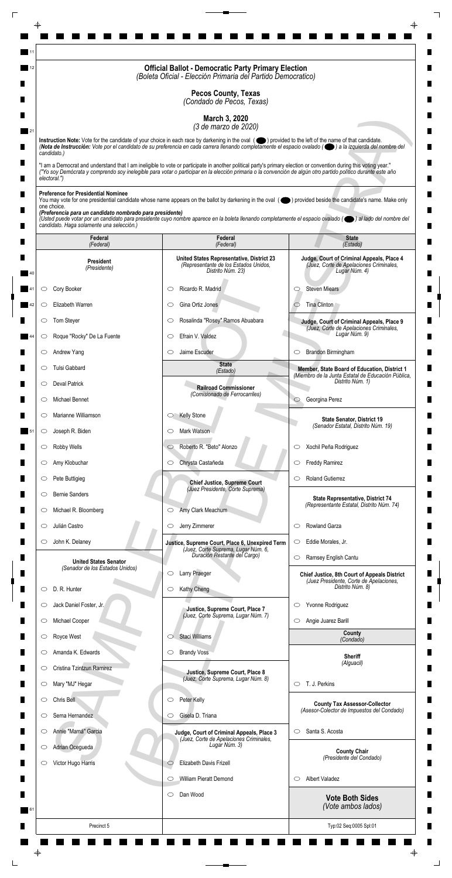## Official Ballot - Democratic Party Primary Election
*(Boleta Oficial - Elección Primaria del Partido Democratico)*

### Pecos County, Texas
*(Condado de Pecos, Texas)*

### March 3, 2020
*(3 de marzo de 2020)*

**Instruction Note:** Vote for the candidate of your choice in each race by darkening in the oval ( ⬬ ) provided to the left of the name of that candidate.
*(**Nota de Instrucción:** Vote por el candidato de su preferencia en cada carrera llenando completamente el espacio ovalado ( ⬬ ) a la izquierda del nombre del candidato.)*

"I am a Democrat and understand that I am ineligible to vote or participate in another political party's primary election or convention during this voting year."
*("Yo soy Demócrata y comprendo soy inelegible para votar o participar en la elección primaria o la convención de algún otro partido político durante este año electoral.")*

**Preference for Presidential Nominee**
You may vote for one presidential candidate whose name appears on the ballot by darkening in the oval ( ⬬ ) provided beside the candidate's name. Make only one choice.
***(Preferencia para un candidato nombrado para presidente)***
*(Usted puede votar por un candidato para presidente cuyo nombre aparece en la boleta llenando completamente el espacio ovalado ( ⬬ ) al lado del nombre del candidato. Haga solamente una selección.)*

**Federal** *(Federal)*

**President** *(Presidente)*

- ⬭ Cory Booker
- ⬭ Elizabeth Warren
- ⬭ Tom Steyer
- ⬭ Roque "Rocky" De La Fuente
- ⬭ Andrew Yang
- ⬭ Tulsi Gabbard
- ⬭ Deval Patrick
- ⬭ Michael Bennet
- ⬭ Marianne Williamson
- ⬭ Joseph R. Biden
- ⬭ Robby Wells
- ⬭ Amy Klobuchar
- ⬭ Pete Buttigieg
- ⬭ Bernie Sanders
- ⬭ Michael R. Bloomberg
- ⬭ Julián Castro
- ⬭ John K. Delaney

**United States Senator** *(Senador de los Estados Unidos)*

- ⬭ D. R. Hunter
- ⬭ Jack Daniel Foster, Jr.
- ⬭ Michael Cooper
- ⬭ Royce West
- ⬭ Amanda K. Edwards
- ⬭ Cristina Tzintzun Ramirez
- ⬭ Mary "MJ" Hegar
- ⬭ Chris Bell
- ⬭ Sema Hernandez
- ⬭ Annie "Mamá" Garcia
- ⬭ Adrian Ocegueda
- ⬭ Victor Hugo Harris

**Federal** *(Federal)*

**United States Representative, District 23** *(Representante de los Estados Unidos, Distrito Núm. 23)*

- ⬭ Ricardo R. Madrid
- ⬭ Gina Ortiz Jones
- ⬭ Rosalinda "Rosey" Ramos Abuabara
- ⬭ Efrain V. Valdez
- ⬭ Jaime Escuder

**State** *(Estado)*

**Railroad Commissioner** *(Comisionado de Ferrocarriles)*

- ⬭ Kelly Stone
- ⬭ Mark Watson
- ⬭ Roberto R. "Beto" Alonzo
- ⬭ Chrysta Castañeda

**Chief Justice, Supreme Court** *(Juez Presidente, Corte Suprema)*

- ⬭ Amy Clark Meachum
- ⬭ Jerry Zimmerer

**Justice, Supreme Court, Place 6, Unexpired Term** *(Juez, Corte Suprema, Lugar Núm. 6, Duración Restante del Cargo)*

- ⬭ Larry Praeger
- ⬭ Kathy Cheng

**Justice, Supreme Court, Place 7** *(Juez, Corte Suprema, Lugar Núm. 7)*

- ⬭ Staci Williams
- ⬭ Brandy Voss

**Justice, Supreme Court, Place 8** *(Juez, Corte Suprema, Lugar Núm. 8)*

- ⬭ Peter Kelly
- ⬭ Gisela D. Triana

**Judge, Court of Criminal Appeals, Place 3** *(Juez, Corte de Apelaciones Criminales, Lugar Núm. 3)*

- ⬭ Elizabeth Davis Frizell
- ⬭ William Pieratt Demond
- ⬭ Dan Wood

**State** *(Estado)*

**Judge, Court of Criminal Appeals, Place 4** *(Juez, Corte de Apelaciones Criminales, Lugar Núm. 4)*

- ⬭ Steven Miears
- ⬭ Tina Clinton

**Judge, Court of Criminal Appeals, Place 9** *(Juez, Corte de Apelaciones Criminales, Lugar Núm. 9)*

- ⬭ Brandon Birmingham

**Member, State Board of Education, District 1** *(Miembro de la Junta Estatal de Educación Pública, Distrito Núm. 1)*

- ⬭ Georgina Perez

**State Senator, District 19** *(Senador Estatal, Distrito Núm. 19)*

- ⬭ Xochil Peña Rodriguez
- ⬭ Freddy Ramirez
- ⬭ Roland Gutierrez

**State Representative, District 74** *(Representante Estatal, Distrito Núm. 74)*

- ⬭ Rowland Garza
- ⬭ Eddie Morales, Jr.
- ⬭ Ramsey English Cantu

**Chief Justice, 8th Court of Appeals District** *(Juez Presidente, Corte de Apelaciones, Distrito Núm. 8)*

- ⬭ Yvonne Rodriguez
- ⬭ Angie Juarez Barill

**County** *(Condado)*

**Sheriff** *(Alguacil)*

- ⬭ T. J. Perkins

**County Tax Assessor-Collector** *(Asesor-Colector de Impuestos del Condado)*

- ⬭ Santa S. Acosta

**County Chair** *(Presidente del Condado)*

- ⬭ Albert Valadez

**Vote Both Sides** *(Vote ambos lados)*

Precinct 5

Typ:02 Seq:0005 Spl:01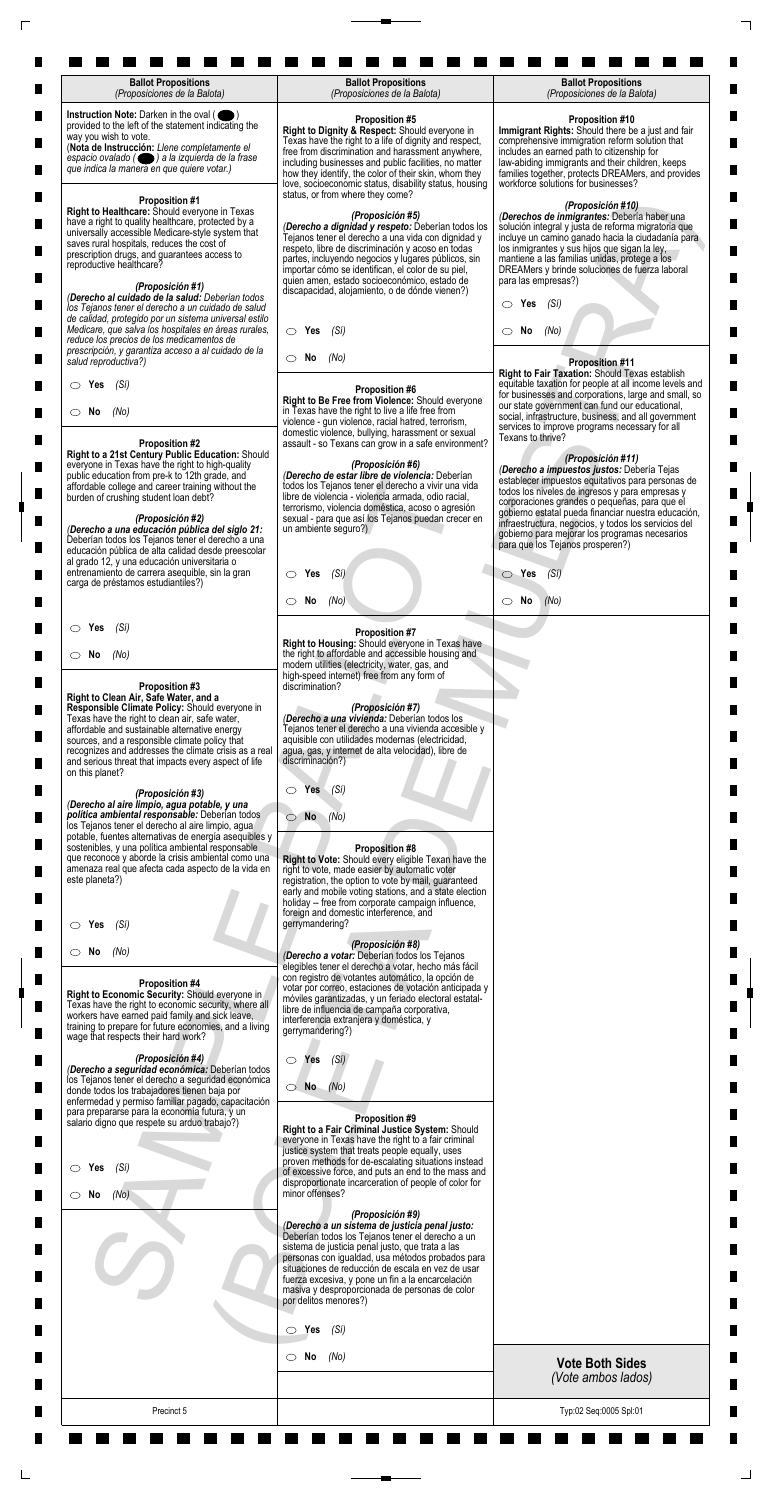## Ballot Propositions
*(Proposiciones de la Balota)*

**Instruction Note:** Darken in the oval ( ⬬ ) provided to the left of the statement indicating the way you wish to vote.
(**Nota de Instrucción:** *Llene completamente el espacio ovalado ( ⬬ ) a la izquierda de la frase que indica la manera en que quiere votar.*)

### Proposition #1

**Right to Healthcare:** Should everyone in Texas have a right to quality healthcare, protected by a universally accessible Medicare-style system that saves rural hospitals, reduces the cost of prescription drugs, and guarantees access to reproductive healthcare?

*(Proposición #1)*
*(**Derecho al cuidado de la salud:** Deberían todos los Tejanos tener el derecho a un cuidado de salud de calidad, protegido por un sistema universal estilo Medicare, que salva los hospitales en áreas rurales, reduce los precios de los medicamentos de prescripción, y garantiza acceso a al cuidado de la salud reproductiva?)*

- ⬭ **Yes** *(Sí)*
- ⬭ **No** *(No)*

### Proposition #2

**Right to a 21st Century Public Education:** Should everyone in Texas have the right to high-quality public education from pre-k to 12th grade, and affordable college and career training without the burden of crushing student loan debt?

*(Proposición #2)*
*(**Derecho a una educación pública del siglo 21:** Deberían todos los Tejanos tener el derecho a una educación pública de alta calidad desde preescolar al grado 12, y una educación universitaria o entrenamiento de carrera asequible, sin la gran carga de préstamos estudiantiles?)*

- ⬭ **Yes** *(Sí)*
- ⬭ **No** *(No)*

### Proposition #3

**Right to Clean Air, Safe Water, and a Responsible Climate Policy:** Should everyone in Texas have the right to clean air, safe water, affordable and sustainable alternative energy sources, and a responsible climate policy that recognizes and addresses the climate crisis as a real and serious threat that impacts every aspect of life on this planet?

*(Proposición #3)*
*(**Derecho al aire limpio, agua potable, y una política ambiental responsable:** Deberían todos los Tejanos tener el derecho al aire limpio, agua potable, fuentes alternativas de energía asequibles y sostenibles, y una política ambiental responsable que reconoce y aborde la crisis ambiental como una amenaza real que afecta cada aspecto de la vida en este planeta?)*

- ⬭ **Yes** *(Sí)*
- ⬭ **No** *(No)*

### Proposition #4

**Right to Economic Security:** Should everyone in Texas have the right to economic security, where all workers have earned paid family and sick leave, training to prepare for future economies, and a living wage that respects their hard work?

*(Proposición #4)*
*(**Derecho a seguridad económica:** Deberían todos los Tejanos tener el derecho a seguridad económica donde todos los trabajadores tienen baja por enfermedad y permiso familiar pagado, capacitación para prepararse para la economía futura, y un salario digno que respete su arduo trabajo?)*

- ⬭ **Yes** *(Sí)*
- ⬭ **No** *(No)*

### Proposition #5

**Right to Dignity & Respect:** Should everyone in Texas have the right to a life of dignity and respect, free from discrimination and harassment anywhere, including businesses and public facilities, no matter how they identify, the color of their skin, whom they love, socioeconomic status, disability status, housing status, or from where they come?

*(Proposición #5)*
*(**Derecho a dignidad y respeto:** Deberían todos los Tejanos tener el derecho a una vida con dignidad y respeto, libre de discriminación y acoso en todas partes, incluyendo negocios y lugares públicos, sin importar cómo se identifican, el color de su piel, quien amen, estado socioeconómico, estado de discapacidad, alojamiento, o de dónde vienen?)*

- ⬭ **Yes** *(Sí)*
- ⬭ **No** *(No)*

### Proposition #6

**Right to Be Free from Violence:** Should everyone in Texas have the right to live a life free from violence - gun violence, racial hatred, terrorism, domestic violence, bullying, harassment or sexual assault - so Texans can grow in a safe environment?

*(Proposición #6)*
*(**Derecho de estar libre de violencia:** Deberían todos los Tejanos tener el derecho a vivir una vida libre de violencia - violencia armada, odio racial, terrorismo, violencia doméstica, acoso o agresión sexual - para que así los Tejanos puedan crecer en un ambiente seguro?)*

- ⬭ **Yes** *(Sí)*
- ⬭ **No** *(No)*

### Proposition #7

**Right to Housing:** Should everyone in Texas have the right to affordable and accessible housing and modern utilities (electricity, water, gas, and high-speed internet) free from any form of discrimination?

*(Proposición #7)*
*(**Derecho a una vivienda:** Deberían todos los Tejanos tener el derecho a una vivienda accesible y asequible con utilidades modernas (electricidad, agua, gas, y internet de alta velocidad), libre de discriminación?)*

- ⬭ **Yes** *(Sí)*
- ⬭ **No** *(No)*

### Proposition #8

**Right to Vote:** Should every eligible Texan have the right to vote, made easier by automatic voter registration, the option to vote by mail, guaranteed early and mobile voting stations, and a state election holiday -- free from corporate campaign influence, foreign and domestic interference, and gerrymandering?

*(Proposición #8)*
*(**Derecho a votar:** Deberían todos los Tejanos elegibles tener el derecho a votar, hecho más fácil con registro de votantes automático, la opción de votar por correo, estaciones de votación anticipada y móviles garantizadas, y un feriado electoral estatal- libre de influencia de campaña corporativa, interferencia extranjera y doméstica, y gerrymandering?)*

- ⬭ **Yes** *(Sí)*
- ⬭ **No** *(No)*

### Proposition #9

**Right to a Fair Criminal Justice System:** Should everyone in Texas have the right to a fair criminal justice system that treats people equally, uses proven methods for de-escalating situations instead of excessive force, and puts an end to the mass and disproportionate incarceration of people of color for minor offenses?

*(Proposición #9)*
*(**Derecho a un sistema de justicia penal justo:** Deberían todos los Tejanos tener el derecho a un sistema de justicia penal justo, que trata a las personas con igualdad, usa métodos probados para situaciones de reducción de escala en vez de usar fuerza excesiva, y pone un fin a la encarcelación masiva y desproporcionada de personas de color por delitos menores?)*

- ⬭ **Yes** *(Sí)*
- ⬭ **No** *(No)*

### Proposition #10

**Immigrant Rights:** Should there be a just and fair comprehensive immigration reform solution that includes an earned path to citizenship for law-abiding immigrants and their children, keeps families together, protects DREAMers, and provides workforce solutions for businesses?

*(Proposición #10)*
*(**Derechos de inmigrantes:** Debería haber una solución integral y justa de reforma migratoria que incluye un camino ganado hacia la ciudadanía para los inmigrantes y sus hijos que sigan la ley, mantiene a las familias unidas, protege a los DREAMers y brinde soluciones de fuerza laboral para las empresas?)*

- ⬭ **Yes** *(Sí)*
- ⬭ **No** *(No)*

### Proposition #11

**Right to Fair Taxation:** Should Texas establish equitable taxation for people at all income levels and for businesses and corporations, large and small, so our state government can fund our educational, social, infrastructure, business, and all government services to improve programs necessary for all Texans to thrive?

*(Proposición #11)*
*(**Derecho a impuestos justos:** Debería Tejas establecer impuestos equitativos para personas de todos los niveles de ingresos y para empresas y corporaciones grandes o pequeñas, para que el gobierno estatal pueda financiar nuestra educación, infraestructura, negocios, y todos los servicios del gobierno para mejorar los programas necesarios para que los Tejanos prosperen?)*

- ⬭ **Yes** *(Sí)*
- ⬭ **No** *(No)*

**Vote Both Sides**
*(Vote ambos lados)*

Precinct 5

Typ:02 Seq:0005 Spl:01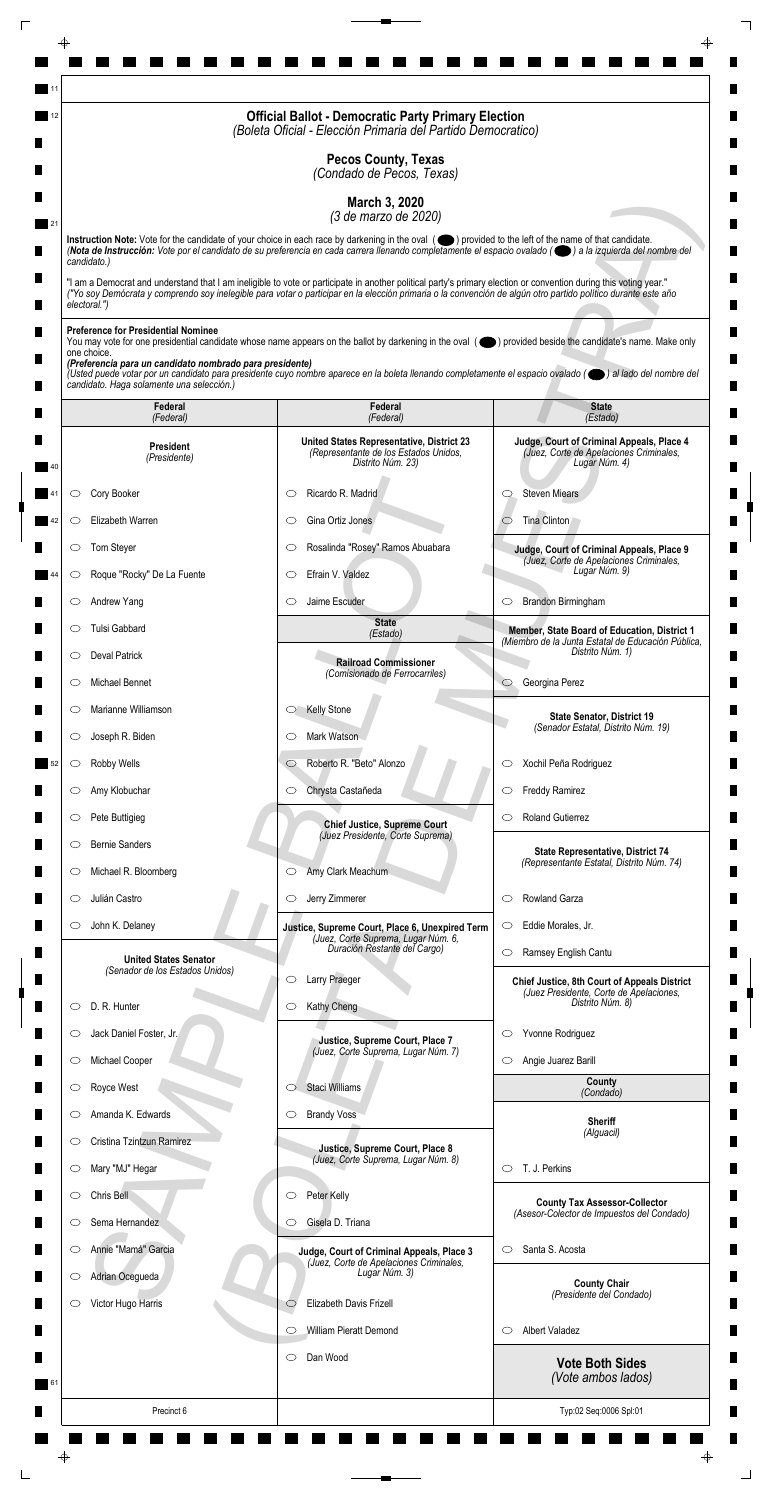# Official Ballot - Democratic Party Primary Election
*(Boleta Oficial - Elección Primaria del Partido Democratico)*

## Pecos County, Texas
*(Condado de Pecos, Texas)*

## March 3, 2020
*(3 de marzo de 2020)*

**Instruction Note:** Vote for the candidate of your choice in each race by darkening in the oval ( ⬬ ) provided to the left of the name of that candidate.
*(**Nota de Instrucción:** Voto por el candidato de su preferencia en cada carrera llenando completamente el espacio ovalado ( ⬬ ) a la izquierda del nombre del candidato.)*

"I am a Democrat and understand that I am ineligible to vote or participate in another political party's primary election or convention during this voting year."
*("Yo soy Demócrata y comprendo soy inelegible para votar o participar en la elección primaria o la convención de algún otro partido político durante este año electoral.")*

**Preference for Presidential Nominee**
You may vote for one presidential candidate whose name appears on the ballot by darkening in the oval ( ⬬ ) provided beside the candidate's name. Make only one choice.
***(Preferencia para un candidato nombrado para presidente)***
*(Usted puede votar por un candidato para presidente cuyo nombre aparece en la boleta llenando completamente el espacio ovalado ( ⬬ ) al lado del nombre del candidato. Haga solamente una selección.)*

## Federal
*(Federal)*

### President
*(Presidente)*

- ⬭ Cory Booker
- ⬭ Elizabeth Warren
- ⬭ Tom Steyer
- ⬭ Roque "Rocky" De La Fuente
- ⬭ Andrew Yang
- ⬭ Tulsi Gabbard
- ⬭ Deval Patrick
- ⬭ Michael Bennet
- ⬭ Marianne Williamson
- ⬭ Joseph R. Biden
- ⬭ Robby Wells
- ⬭ Amy Klobuchar
- ⬭ Pete Buttigieg
- ⬭ Bernie Sanders
- ⬭ Michael R. Bloomberg
- ⬭ Julián Castro
- ⬭ John K. Delaney

### United States Senator
*(Senador de los Estados Unidos)*

- ⬭ D. R. Hunter
- ⬭ Jack Daniel Foster, Jr.
- ⬭ Michael Cooper
- ⬭ Royce West
- ⬭ Amanda K. Edwards
- ⬭ Cristina Tzintzun Ramirez
- ⬭ Mary "MJ" Hegar
- ⬭ Chris Bell
- ⬭ Sema Hernandez
- ⬭ Annie "Mamá" Garcia
- ⬭ Adrian Ocegueda
- ⬭ Victor Hugo Harris

## Federal
*(Federal)*

### United States Representative, District 23
*(Representante de los Estados Unidos, Distrito Núm. 23)*

- ⬭ Ricardo R. Madrid
- ⬭ Gina Ortiz Jones
- ⬭ Rosalinda "Rosey" Ramos Abuabara
- ⬭ Efrain V. Valdez
- ⬭ Jaime Escuder

## State
*(Estado)*

### Railroad Commissioner
*(Comisionado de Ferrocarriles)*

- ⬭ Kelly Stone
- ⬭ Mark Watson
- ⬭ Roberto R. "Beto" Alonzo
- ⬭ Chrysta Castañeda

### Chief Justice, Supreme Court
*(Juez Presidente, Corte Suprema)*

- ⬭ Amy Clark Meachum
- ⬭ Jerry Zimmerer

### Justice, Supreme Court, Place 6, Unexpired Term
*(Juez, Corte Suprema, Lugar Núm. 6, Duración Restante del Cargo)*

- ⬭ Larry Praeger
- ⬭ Kathy Cheng

### Justice, Supreme Court, Place 7
*(Juez, Corte Suprema, Lugar Núm. 7)*

- ⬭ Staci Williams
- ⬭ Brandy Voss

### Justice, Supreme Court, Place 8
*(Juez, Corte Suprema, Lugar Núm. 8)*

- ⬭ Peter Kelly
- ⬭ Gisela D. Triana

### Judge, Court of Criminal Appeals, Place 3
*(Juez, Corte de Apelaciones Criminales, Lugar Núm. 3)*

- ⬭ Elizabeth Davis Frizell
- ⬭ William Pieratt Demond
- ⬭ Dan Wood

## State
*(Estado)*

### Judge, Court of Criminal Appeals, Place 4
*(Juez, Corte de Apelaciones Criminales, Lugar Núm. 4)*

- ⬭ Steven Miears
- ⬭ Tina Clinton

### Judge, Court of Criminal Appeals, Place 9
*(Juez, Corte de Apelaciones Criminales, Lugar Núm. 9)*

- ⬭ Brandon Birmingham

### Member, State Board of Education, District 1
*(Miembro de la Junta Estatal de Educación Pública, Distrito Núm. 1)*

- ⬭ Georgina Perez

### State Senator, District 19
*(Senador Estatal, Distrito Núm. 19)*

- ⬭ Xochil Peña Rodriguez
- ⬭ Freddy Ramirez
- ⬭ Roland Gutierrez

### State Representative, District 74
*(Representante Estatal, Distrito Núm. 74)*

- ⬭ Rowland Garza
- ⬭ Eddie Morales, Jr.
- ⬭ Ramsey English Cantu

### Chief Justice, 8th Court of Appeals District
*(Juez Presidente, Corte de Apelaciones, Distrito Núm. 8)*

- ⬭ Yvonne Rodriguez
- ⬭ Angie Juarez Barill

## County
*(Condado)*

### Sheriff
*(Alguacil)*

- ⬭ T. J. Perkins

### County Tax Assessor-Collector
*(Asesor-Colector de Impuestos del Condado)*

- ⬭ Santa S. Acosta

### County Chair
*(Presidente del Condado)*

- ⬭ Albert Valadez

**Vote Both Sides**
*(Vote ambos lados)*

Precinct 6

Typ:02 Seq:0006 Spl:01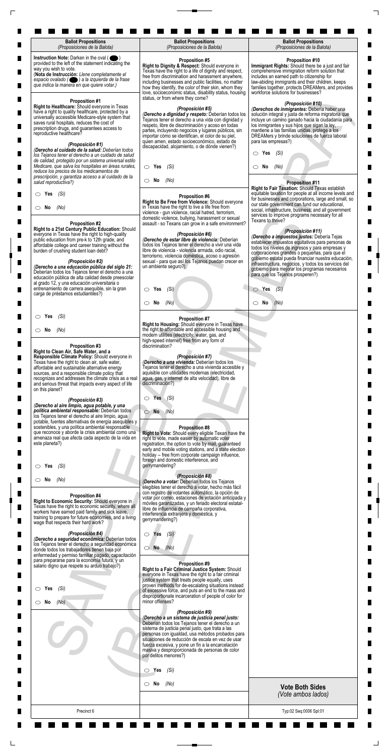## Ballot Propositions
*(Proposiciones de la Balota)*

**Instruction Note:** Darken in the oval ( ⬤ ) provided to the left of the statement indicating the way you wish to vote.
(**Nota de Instrucción:** *Llene completamente el espacio ovalado ( ⬤ ) a la izquierda de la frase que indica la manera en que quiere votar.)*

### Proposition #1

**Right to Healthcare:** Should everyone in Texas have a right to quality healthcare, protected by a universally accessible Medicare-style system that saves rural hospitals, reduces the cost of prescription drugs, and guarantees access to reproductive healthcare?

*(Proposición #1)*
*(**Derecho al cuidado de la salud:** Deberían todos los Tejanos tener el derecho a un cuidado de salud de calidad, protegido por un sistema universal estilo Medicare, que salva los hospitales en áreas rurales, reduce los precios de los medicamentos de prescripción, y garantiza acceso a al cuidado de la salud reproductiva?)*

○ **Yes** *(Sí)*

○ **No** *(No)*

### Proposition #2

**Right to a 21st Century Public Education:** Should everyone in Texas have the right to high-quality public education from pre-k to 12th grade, and affordable college and career training without the burden of crushing student loan debt?

*(Proposición #2)*
*(**Derecho a una educación pública del siglo 21:** Deberían todos los Tejanos tener el derecho a una educación pública de alta calidad desde preescolar al grado 12, y una educación universitaria o entrenamiento de carrera asequible, sin la gran carga de préstamos estudiantiles?)*

○ **Yes** *(Sí)*

○ **No** *(No)*

### Proposition #3

**Right to Clean Air, Safe Water, and a Responsible Climate Policy:** Should everyone in Texas have the right to clean air, safe water, affordable and sustainable alternative energy sources, and a responsible climate policy that recognizes and addresses the climate crisis as a real and serious threat that impacts every aspect of life on this planet?

*(Proposición #3)*
*(**Derecho al aire limpio, agua potable, y una política ambiental responsable:** Deberían todos los Tejanos tener el derecho al aire limpio, agua potable, fuentes alternativas de energía asequibles y sostenibles, y una política ambiental responsable que reconoce y aborde la crisis ambiental como una amenaza real que afecta cada aspecto de la vida en este planeta?)*

○ **Yes** *(Sí)*

○ **No** *(No)*

### Proposition #4

**Right to Economic Security:** Should everyone in Texas have the right to economic security, where all workers have earned paid family and sick leave, training to prepare for future economies, and a living wage that respects their hard work?

*(Proposición #4)*
*(**Derecho a seguridad económica:** Deberían todos los Tejanos tener el derecho a seguridad económica donde todos los trabajadores tienen baja por enfermedad y permiso familiar pagado, capacitación para prepararse para la economía futura, y un salario digno que respete su arduo trabajo?)*

○ **Yes** *(Sí)*

○ **No** *(No)*

### Proposition #5

**Right to Dignity & Respect:** Should everyone in Texas have the right to a life of dignity and respect, free from discrimination and harassment anywhere, including businesses and public facilities, no matter how they identify, the color of their skin, whom they love, socioeconomic status, disability status, housing status, or from where they come?

*(Proposición #5)*
*(**Derecho a dignidad y respeto:** Deberían todos los Tejanos tener el derecho a una vida con dignidad y respeto, libre de discriminación y acoso en todas partes, incluyendo negocios y lugares públicos, sin importar cómo se identifican, el color de su piel, quien amen, estado socioeconómico, estado de discapacidad, alojamiento, o de dónde vienen?)*

○ **Yes** *(Sí)*

○ **No** *(No)*

### Proposition #6

**Right to Be Free from Violence:** Should everyone in Texas have the right to live a life free from violence - gun violence, racial hatred, terrorism, domestic violence, bullying, harassment or sexual assault - so Texans can grow in a safe environment?

*(Proposición #6)*
*(**Derecho de estar libre de violencia:** Deberían todos los Tejanos tener el derecho a vivir una vida libre de violencia - violencia armada, odio racial, terrorismo, violencia doméstica, acoso o agresión sexual - para que así los Tejanos puedan crecer en un ambiente seguro?)*

○ **Yes** *(Sí)*

○ **No** *(No)*

### Proposition #7

**Right to Housing:** Should everyone in Texas have the right to affordable and accessible housing and modern utilities (electricity, water, gas, and high-speed internet) free from any form of discrimination?

*(Proposición #7)*
*(**Derecho a una vivienda:** Deberían todos los Tejanos tener el derecho a una vivienda accesible y asquible con utilidades modernas (electricidad, agua, gas, y internet de alta velocidad), libre de discriminación?)*

○ **Yes** *(Sí)*

○ **No** *(No)*

### Proposition #8

**Right to Vote:** Should every eligible Texan have the right to vote, made easier by automatic voter registration, the option to vote by mail, guaranteed early and mobile voting stations, and a state election holiday -- free from corporate campaign influence, foreign and domestic interference, and gerrymandering?

*(Proposición #8)*
*(**Derecho a votar:** Deberían todos los Tejanos elegibles tener el derecho a votar, hecho más fácil con registro de votantes automático, la opción de votar por correo, estaciones de votación anticipada y móviles garantizadas, y un feriado electoral estatal- libre de influencia de campaña corporativa, interferencia extranjera y doméstica, y gerrymandering?)*

○ **Yes** *(Sí)*

○ **No** *(No)*

### Proposition #9

**Right to a Fair Criminal Justice System:** Should everyone in Texas have the right to a fair criminal justice system that treats people equally, uses proven methods for de-escalating situations instead of excessive force, and puts an end to the mass and disproportionate incarceration of people of color for minor offenses?

*(Proposición #9)*
*(**Derecho a un sistema de justicia penal justo:** Deberían todos los Tejanos tener el derecho a un sistema de justicia penal justo, que trata a las personas con igualdad, usa métodos probados para situaciones de reducción de escala en vez de usar fuerza excesiva, y pone un fin a la encarcelación masiva y desproporcionada de personas de color por delitos menores?)*

○ **Yes** *(Sí)*

○ **No** *(No)*

### Proposition #10

**Immigrant Rights:** Should there be a just and fair comprehensive immigration reform solution that includes an earned path to citizenship for law-abiding immigrants and their children, keeps families together, protects DREAMers, and provides workforce solutions for businesses?

*(Proposición #10)*
*(**Derechos de inmigrantes:** Debería haber una solución integral y justa de reforma migratoria que incluye un camino ganado hacia la ciudadanía para los inmigrantes y sus hijos que sigan la ley, mantiene a las familias unidas, protege a los DREAMers y brinde soluciones de fuerza laboral para las empresas?)*

○ **Yes** *(Sí)*

○ **No** *(No)*

### Proposition #11

**Right to Fair Taxation:** Should Texas establish equitable taxation for people at all income levels and for businesses and corporations, large and small, so our state government can fund our educational, social, infrastructure, business, and all government services to improve programs necessary for all Texans to thrive?

*(Proposición #11)*
*(**Derecho a impuestos justos:** Debería Tejas establecer impuestos equitativos para personas de todos los niveles de ingresos y para empresas y corporaciones grandes o pequeñas, para que el gobierno estatal pueda financiar nuestra educación, infraestructura, negocios, y todos los servicios del gobierno para mejorar los programas necesarios para que los Tejanos prosperen?)*

○ **Yes** *(Sí)*

○ **No** *(No)*

**Vote Both Sides**
*(Vote ambos lados)*

Precinct 6

Typ:02 Seq:0006 Spl:01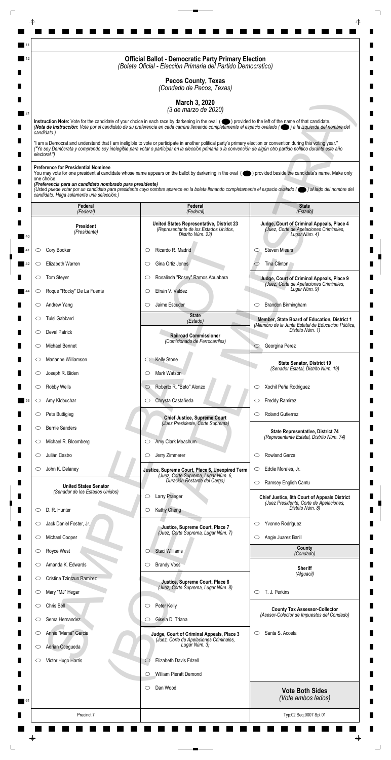# Official Ballot - Democratic Party Primary Election
*(Boleta Oficial - Elección Primaria del Partido Democratico)*

## Pecos County, Texas
*(Condado de Pecos, Texas)*

## March 3, 2020
*(3 de marzo de 2020)*

**Instruction Note:** Vote for the candidate of your choice in each race by darkening in the oval ( ⬬ ) provided to the left of the name of that candidate.
*(**Nota de Instrucción:** Votar por el candidato de su preferencia en cada carrera llenando completamente el espacio ovalado ( ⬬ ) a la izquierda del nombre del candidato.)*

"I am a Democrat and understand that I am ineligible to vote or participate in another political party's primary election or convention during this voting year."
*("Yo soy Demócrata y comprendo soy inelegible para votar o participar en la elección primaria o la convención de algún otro partido político durante este año electoral.")*

**Preference for Presidential Nominee**
You may vote for one presidential candidate whose name appears on the ballot by darkening in the oval ( ⬬ ) provided beside the candidate's name. Make only one choice.
***(Preferencia para un candidato nombrado para presidente)***
*(Usted puede votar por un candidato para presidente cuyo nombre aparece en la boleta llenando completamente el espacio ovalado ( ⬬ ) al lado del nombre del candidato. Haga solamente una selección.)*

## Federal *(Federal)*

### President
*(Presidente)*

- ○ Cory Booker
- ○ Elizabeth Warren
- ○ Tom Steyer
- ○ Roque "Rocky" De La Fuente
- ○ Andrew Yang
- ○ Tulsi Gabbard
- ○ Deval Patrick
- ○ Michael Bennet
- ○ Marianne Williamson
- ○ Joseph R. Biden
- ○ Robby Wells
- ○ Amy Klobuchar
- ○ Pete Buttigieg
- ○ Bernie Sanders
- ○ Michael R. Bloomberg
- ○ Julián Castro
- ○ John K. Delaney

### United States Senator
*(Senador de los Estados Unidos)*

- ○ D. R. Hunter
- ○ Jack Daniel Foster, Jr.
- ○ Michael Cooper
- ○ Royce West
- ○ Amanda K. Edwards
- ○ Cristina Tzintzun Ramirez
- ○ Mary "MJ" Hegar
- ○ Chris Bell
- ○ Sema Hernandez
- ○ Annie "Mamá" Garcia
- ○ Adrian Ocegueda
- ○ Victor Hugo Harris

## Federal *(Federal)*

### United States Representative, District 23
*(Representante de los Estados Unidos, Distrito Núm. 23)*

- ○ Ricardo R. Madrid
- ○ Gina Ortiz Jones
- ○ Rosalinda "Rosey" Ramos Abuabara
- ○ Efrain V. Valdez
- ○ Jaime Escuder

## State *(Estado)*

### Railroad Commissioner
*(Comisionado de Ferrocarriles)*

- ○ Kelly Stone
- ○ Mark Watson
- ○ Roberto R. "Beto" Alonzo
- ○ Chrysta Castañeda

### Chief Justice, Supreme Court
*(Juez Presidente, Corte Suprema)*

- ○ Amy Clark Meachum
- ○ Jerry Zimmerer

### Justice, Supreme Court, Place 6, Unexpired Term
*(Juez, Corte Suprema, Lugar Núm. 6, Duración Restante del Cargo)*

- ○ Larry Praeger
- ○ Kathy Cheng

### Justice, Supreme Court, Place 7
*(Juez, Corte Suprema, Lugar Núm. 7)*

- ○ Staci Williams
- ○ Brandy Voss

### Justice, Supreme Court, Place 8
*(Juez, Corte Suprema, Lugar Núm. 8)*

- ○ Peter Kelly
- ○ Gisela D. Triana

### Judge, Court of Criminal Appeals, Place 3
*(Juez, Corte de Apelaciones Criminales, Lugar Núm. 3)*

- ○ Elizabeth Davis Frizell
- ○ William Pieratt Demond
- ○ Dan Wood

## State *(Estado)*

### Judge, Court of Criminal Appeals, Place 4
*(Juez, Corte de Apelaciones Criminales, Lugar Núm. 4)*

- ○ Steven Miears
- ○ Tina Clinton

### Judge, Court of Criminal Appeals, Place 9
*(Juez, Corte de Apelaciones Criminales, Lugar Núm. 9)*

- ○ Brandon Birmingham

### Member, State Board of Education, District 1
*(Miembro de la Junta Estatal de Educación Pública, Distrito Núm. 1)*

- ○ Georgina Perez

### State Senator, District 19
*(Senador Estatal, Distrito Núm. 19)*

- ○ Xochil Peña Rodriguez
- ○ Freddy Ramirez
- ○ Roland Gutierrez

### State Representative, District 74
*(Representante Estatal, Distrito Núm. 74)*

- ○ Rowland Garza
- ○ Eddie Morales, Jr.
- ○ Ramsey English Cantu

### Chief Justice, 8th Court of Appeals District
*(Juez Presidente, Corte de Apelaciones, Distrito Núm. 8)*

- ○ Yvonne Rodriguez
- ○ Angie Juarez Barill

## County *(Condado)*

### Sheriff
*(Alguacil)*

- ○ T. J. Perkins

### County Tax Assessor-Collector
*(Asesor-Colector de Impuestos del Condado)*

- ○ Santa S. Acosta

**Vote Both Sides**
*(Vote ambos lados)*

Precinct 7

Typ:02 Seq:0007 Spl:01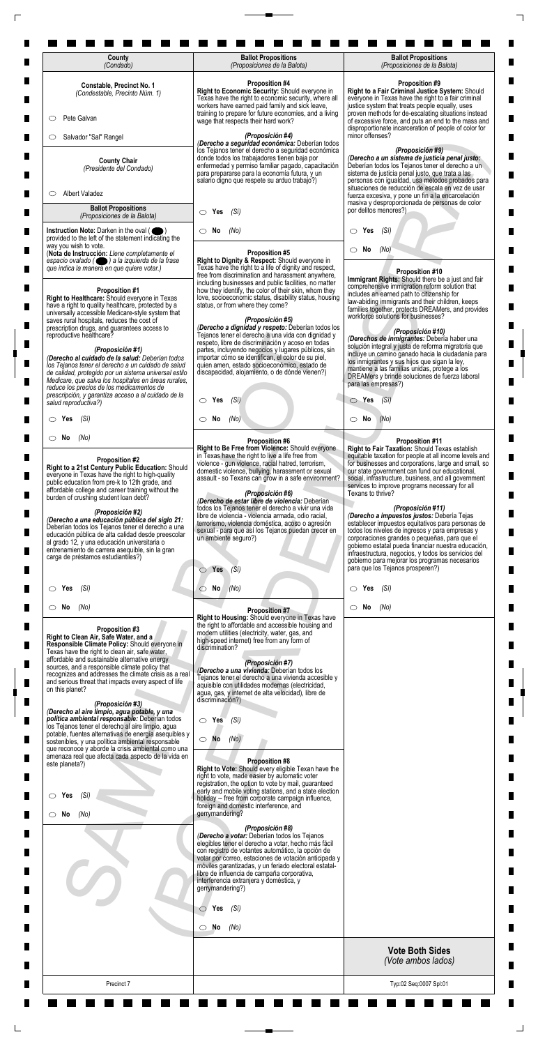**County**
*(Condado)*

**Constable, Precinct No. 1**
*(Condestable, Precinto Núm. 1)*

- ○ Pete Galvan
- ○ Salvador "Sal" Rangel

**County Chair**
*(Presidente del Condado)*

- ○ Albert Valadez

**Ballot Propositions**
*(Proposiciones de la Balota)*

**Instruction Note:** Darken in the oval ( ⬤ ) provided to the left of the statement indicating the way you wish to vote.
(**Nota de Instrucción:** *Llene completamente el espacio ovalado ( ⬤ ) a la izquierda de la frase que indica la manera en que quiere votar.)*

**Proposition #1**
**Right to Healthcare:** Should everyone in Texas have a right to quality healthcare, protected by a universally accessible Medicare-style system that saves rural hospitals, reduces the cost of prescription drugs, and guarantees access to reproductive healthcare?

*(Proposición #1)*
*(Derecho al cuidado de la salud: Deberían todos los Tejanos tener el derecho a un cuidado de salud de calidad, protegido por un sistema universal estilo Medicare, que salva los hospitales en áreas rurales, reduce los precios de los medicamentos de prescripción, y garantiza acceso a al cuidado de la salud reproductiva?)*

- ○ Yes *(Sí)*
- ○ No *(No)*

**Proposition #2**
**Right to a 21st Century Public Education:** Should everyone in Texas have the right to high-quality public education from pre-k to 12th grade, and affordable college and career training without the burden of crushing student loan debt?

*(Proposición #2)*
*(Derecho a una educación pública del siglo 21: Deberían todos los Tejanos tener el derecho a una educación pública de alta calidad desde preescolar al grado 12, y una educación universitaria o entrenamiento de carrera asequible, sin la gran carga de préstamos estudiantiles?)*

- ○ Yes *(Sí)*
- ○ No *(No)*

**Proposition #3**
**Right to Clean Air, Safe Water, and a Responsible Climate Policy:** Should everyone in Texas have the right to clean air, safe water, affordable and sustainable alternative energy sources, and a responsible climate policy that recognizes and addresses the climate crisis as a real and serious threat that impacts every aspect of life on this planet?

*(Proposición #3)*
*(Derecho al aire limpio, agua potable, y una política ambiental responsable: Deberían todos los Tejanos tener el derecho al aire limpio, agua potable, fuentes alternativas de energía asequibles y sostenibles, y una política ambiental responsable que reconoce y aborde la crisis ambiental como una amenaza real que afecta cada aspecto de la vida en este planeta?)*

- ○ Yes *(Sí)*
- ○ No *(No)*

**Ballot Propositions**
*(Proposiciones de la Balota)*

**Proposition #4**
**Right to Economic Security:** Should everyone in Texas have the right to economic security, where all workers have earned paid family and sick leave, training to prepare for future economies, and a living wage that respects their hard work?

*(Proposición #4)*
*(Derecho a seguridad económica: Deberían todos los Tejanos tener el derecho a seguridad económica donde todos los trabajadores tienen baja por enfermedad y permiso familiar pagado, capacitación para prepararse para la economía futura, y un salario digno que respete su arduo trabajo?)*

- ○ Yes *(Sí)*
- ○ No *(No)*

**Proposition #5**
**Right to Dignity & Respect:** Should everyone in Texas have the right to a life of dignity and respect, free from discrimination and harassment anywhere, including businesses and public facilities, no matter how they identify, the color of their skin, whom they love, socioeconomic status, disability status, housing status, or from where they come?

*(Proposición #5)*
*(Derecho a dignidad y respeto: Deberían todos los Tejanos tener el derecho a una vida con dignidad y respeto, libre de discriminación y acoso en todas partes, incluyendo negocios y lugares públicos, sin importar cómo se identifican, el color de su piel, quien amen, estado socioeconómico, estado de discapacidad, alojamiento, o de dónde vienen?)*

- ○ Yes *(Sí)*
- ○ No *(No)*

**Proposition #6**
**Right to Be Free from Violence:** Should everyone in Texas have the right to live a life free from violence - gun violence, racial hatred, terrorism, domestic violence, bullying, harassment or sexual assault - so Texans can grow in a safe environment?

*(Proposición #6)*
*(Derecho de estar libre de violencia: Deberían todos los Tejanos tener el derecho a vivir una vida libre de violencia - violencia armada, odio racial, terrorismo, violencia doméstica, acoso o agresión sexual - para que así los Tejanos puedan crecer en un ambiente seguro?)*

- ○ Yes *(Sí)*
- ○ No *(No)*

**Proposition #7**
**Right to Housing:** Should everyone in Texas have the right to affordable and accessible housing and modern utilities (electricity, water, gas, and high-speed internet) free from any form of discrimination?

*(Proposición #7)*
*(Derecho a una vivienda: Deberían todos los Tejanos tener el derecho a una vivienda accesible y asequible con utilidades modernas (electricidad, agua, gas, y internet de alta velocidad), libre de discriminación?)*

- ○ Yes *(Sí)*
- ○ No *(No)*

**Proposition #8**
**Right to Vote:** Should every eligible Texan have the right to vote, made easier by automatic voter registration, the option to vote by mail, guaranteed early and mobile voting stations, and a state election holiday -- free from corporate campaign influence, foreign and domestic interference, and gerrymandering?

*(Proposición #8)*
*(Derecho a votar: Deberían todos los Tejanos elegibles tener el derecho a votar, hecho más fácil con registro de votantes automático, la opción de votar por correo, estaciones de votación anticipada y móviles garantizadas, y un feriado electoral estatal- libre de influencia de campaña corporativa, interferencia extranjera y doméstica, y gerrymandering?)*

- ○ Yes *(Sí)*
- ○ No *(No)*

**Ballot Propositions**
*(Proposiciones de la Balota)*

**Proposition #9**
**Right to a Fair Criminal Justice System:** Should everyone in Texas have the right to a fair criminal justice system that treats people equally, uses proven methods for de-escalating situations instead of excessive force, and puts an end to the mass and disproportionate incarceration of people of color for minor offenses?

*(Proposición #9)*
*(Derecho a un sistema de justicia penal justo: Deberían todos los Tejanos tener el derecho a un sistema de justicia penal justo, que trata a las personas con igualdad, usa métodos probados para situaciones de reducción de escala en vez de usar fuerza excesiva, y pone un fin a la encarcelación masiva y desproporcionada de personas de color por delitos menores?)*

- ○ Yes *(Sí)*
- ○ No *(No)*

**Proposition #10**
**Immigrant Rights:** Should there be a just and fair comprehensive immigration reform solution that includes an earned path to citizenship for law-abiding immigrants and their children, keeps families together, protects DREAMers, and provides workforce solutions for businesses?

*(Proposición #10)*
*(Derechos de inmigrantes: Debería haber una solución integral y justa de reforma migratoria que incluye un camino ganado hacia la ciudadanía para los inmigrantes y sus hijos que sigan la ley, mantiene a las familias unidas, protege a los DREAMers y brinde soluciones de fuerza laboral para las empresas?)*

- ○ Yes *(Sí)*
- ○ No *(No)*

**Proposition #11**
**Right to Fair Taxation:** Should Texas establish equitable taxation for people at all income levels and for businesses and corporations, large and small, so our state government can fund our educational, social, infrastructure, business, and all government services to improve programs necessary for all Texans to thrive?

*(Proposición #11)*
*(Derecho a impuestos justos: Debería Tejas establecer impuestos equitativos para personas de todos los niveles de ingresos y para empresas y corporaciones grandes o pequeñas, para que el gobierno estatal pueda financiar nuestra educación, infraestructura, negocios, y todos los servicios del gobierno para mejorar los programas necesarios para que los Tejanos prosperen?)*

- ○ Yes *(Sí)*
- ○ No *(No)*

**Vote Both Sides**
*(Vote ambos lados)*

Precinct 7

Typ:02 Seq:0007 Spl:01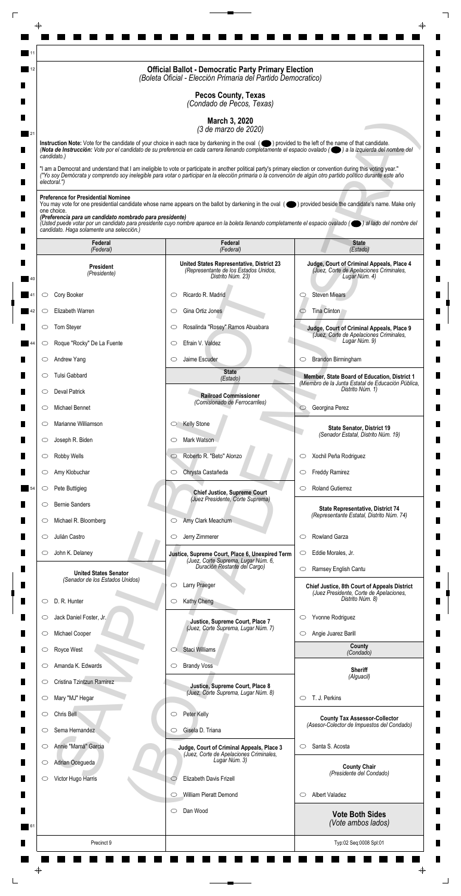## Official Ballot - Democratic Party Primary Election
*(Boleta Oficial - Elección Primaria del Partido Democratico)*

### Pecos County, Texas
*(Condado de Pecos, Texas)*

### March 3, 2020
*(3 de marzo de 2020)*

**Instruction Note:** Vote for the candidate of your choice in each race by darkening in the oval ( ) provided to the left of the name of that candidate.
*(**Nota de Instrucción:** Vote por el candidato de su preferencia en cada carrera llenando completamente el espacio ovalado ( ) a la izquierda del nombre del candidato.)*

"I am a Democrat and understand that I am ineligible to vote or participate in another political party's primary election or convention during this voting year."
*("Yo soy Demócrata y comprendo soy inelegible para votar o participar en la elección primaria o la convención de algún otro partido político durante este año electoral.")*

**Preference for Presidential Nominee**
You may vote for one presidential candidate whose name appears on the ballot by darkening in the oval ( ) provided beside the candidate's name. Make only one choice.
***(Preferencia para un candidato nombrado para presidente)***
*(Usted puede votar por un candidato para presidente cuyo nombre aparece en la boleta llenando completamente el espacio ovalado ( ) al lado del nombre del candidato. Haga solamente una selección.)*

**Federal** *(Federal)*

**President** *(Presidente)*

- ○ Cory Booker
- ○ Elizabeth Warren
- ○ Tom Steyer
- ○ Roque "Rocky" De La Fuente
- ○ Andrew Yang
- ○ Tulsi Gabbard
- ○ Deval Patrick
- ○ Michael Bennet
- ○ Marianne Williamson
- ○ Joseph R. Biden
- ○ Robby Wells
- ○ Amy Klobuchar
- ○ Pete Buttigieg
- ○ Bernie Sanders
- ○ Michael R. Bloomberg
- ○ Julián Castro
- ○ John K. Delaney

**United States Senator** *(Senador de los Estados Unidos)*

- ○ D. R. Hunter
- ○ Jack Daniel Foster, Jr.
- ○ Michael Cooper
- ○ Royce West
- ○ Amanda K. Edwards
- ○ Cristina Tzintzun Ramirez
- ○ Mary "MJ" Hegar
- ○ Chris Bell
- ○ Sema Hernandez
- ○ Annie "Mamá" Garcia
- ○ Adrian Ocegueda
- ○ Victor Hugo Harris

**Federal** *(Federal)*

**United States Representative, District 23** *(Representante de los Estados Unidos, Distrito Núm. 23)*

- ○ Ricardo R. Madrid
- ○ Gina Ortiz Jones
- ○ Rosalinda "Rosey" Ramos Abuabara
- ○ Efrain V. Valdez
- ○ Jaime Escuder

**State** *(Estado)*

**Railroad Commissioner** *(Comisionado de Ferrocarriles)*

- ○ Kelly Stone
- ○ Mark Watson
- ○ Roberto R. "Beto" Alonzo
- ○ Chrysta Castañeda

**Chief Justice, Supreme Court** *(Juez Presidente, Corte Suprema)*

- ○ Amy Clark Meachum
- ○ Jerry Zimmerer

**Justice, Supreme Court, Place 6, Unexpired Term** *(Juez, Corte Suprema, Lugar Núm. 6, Duración Restante del Cargo)*

- ○ Larry Praeger
- ○ Kathy Cheng

**Justice, Supreme Court, Place 7** *(Juez, Corte Suprema, Lugar Núm. 7)*

- ○ Staci Williams
- ○ Brandy Voss

**Justice, Supreme Court, Place 8** *(Juez, Corte Suprema, Lugar Núm. 8)*

- ○ Peter Kelly
- ○ Gisela D. Triana

**Judge, Court of Criminal Appeals, Place 3** *(Juez, Corte de Apelaciones Criminales, Lugar Núm. 3)*

- ○ Elizabeth Davis Frizell
- ○ William Pieratt Demond
- ○ Dan Wood

**State** *(Estado)*

**Judge, Court of Criminal Appeals, Place 4** *(Juez, Corte de Apelaciones Criminales, Lugar Núm. 4)*

- ○ Steven Miears
- ○ Tina Clinton

**Judge, Court of Criminal Appeals, Place 9** *(Juez, Corte de Apelaciones Criminales, Lugar Núm. 9)*

- ○ Brandon Birmingham

**Member, State Board of Education, District 1** *(Miembro de la Junta Estatal de Educación Pública, Distrito Núm. 1)*

- ○ Georgina Perez

**State Senator, District 19** *(Senador Estatal, Distrito Núm. 19)*

- ○ Xochil Peña Rodriguez
- ○ Freddy Ramirez
- ○ Roland Gutierrez

**State Representative, District 74** *(Representante Estatal, Distrito Núm. 74)*

- ○ Rowland Garza
- ○ Eddie Morales, Jr.
- ○ Ramsey English Cantu

**Chief Justice, 8th Court of Appeals District** *(Juez Presidente, Corte de Apelaciones, Distrito Núm. 8)*

- ○ Yvonne Rodriguez
- ○ Angie Juarez Barill

**County** *(Condado)*

**Sheriff** *(Alguacil)*

- ○ T. J. Perkins

**County Tax Assessor-Collector** *(Asesor-Colector de Impuestos del Condado)*

- ○ Santa S. Acosta

**County Chair** *(Presidente del Condado)*

- ○ Albert Valadez

**Vote Both Sides** *(Vote ambos lados)*

Precinct 9

Typ:02 Seq:0008 Spl:01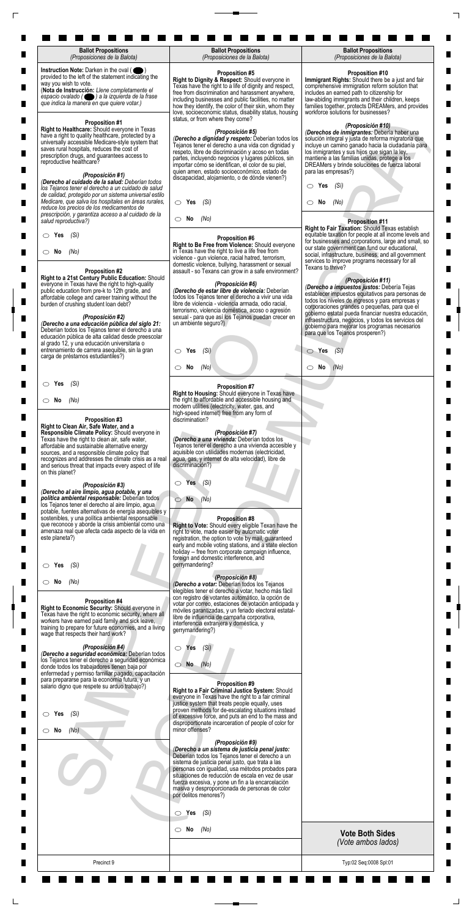**Ballot Propositions**
*(Proposiciones de la Balota)*

**Instruction Note:** Darken in the oval ( ⬬ ) provided to the left of the statement indicating the way you wish to vote.
(**Nota de Instrucción:** *Llene completamente el espacio ovalado ( ⬬ ) a la izquierda de la frase que indica la manera en que quiere votar.*)

**Proposition #1**
**Right to Healthcare:** Should everyone in Texas have a right to quality healthcare, protected by a universally accessible Medicare-style system that saves rural hospitals, reduces the cost of prescription drugs, and guarantees access to reproductive healthcare?

***(Proposición #1)***
*(**Derecho al cuidado de la salud:** Deberían todos los Tejanos tener el derecho a un cuidado de salud de calidad, protegido por un sistema universal estilo Medicare, que salva los hospitales en áreas rurales, reduce los precios de los medicamentos de prescripción, y garantiza acceso a al cuidado de la salud reproductiva?)*

○ **Yes** *(Sí)*

○ **No** *(No)*

**Proposition #2**
**Right to a 21st Century Public Education:** Should everyone in Texas have the right to high-quality public education from pre-k to 12th grade, and affordable college and career training without the burden of crushing student loan debt?

***(Proposición #2)***
*(**Derecho a una educación pública del siglo 21:** Deberían todos los Tejanos tener el derecho a una educación pública de alta calidad desde preescolar al grado 12, y una educación universitaria o entrenamiento de carrera asequible, sin la gran carga de préstamos estudiantiles?)*

○ **Yes** *(Sí)*

○ **No** *(No)*

**Proposition #3**
**Right to Clean Air, Safe Water, and a Responsible Climate Policy:** Should everyone in Texas have the right to clean air, safe water, affordable and sustainable alternative energy sources, and a responsible climate policy that recognizes and addresses the climate crisis as a real and serious threat that impacts every aspect of life on this planet?

***(Proposición #3)***
*(**Derecho al aire limpio, agua potable, y una política ambiental responsable:** Deberían todos los Tejanos tener el derecho al aire limpio, agua potable, fuentes alternativas de energía asequibles y sostenibles, y una política ambiental responsable que reconoce y aborde la crisis ambiental como una amenaza real que afecta cada aspecto de la vida en este planeta?)*

○ **Yes** *(Sí)*

○ **No** *(No)*

**Proposition #4**
**Right to Economic Security:** Should everyone in Texas have the right to economic security, where all workers have earned paid family and sick leave, training to prepare for future economies, and a living wage that respects their hard work?

***(Proposición #4)***
*(**Derecho a seguridad económica:** Deberían todos los Tejanos tener el derecho a seguridad económica donde todos los trabajadores tienen baja por enfermedad y permiso familiar pagado, capacitación para prepararse para la economía futura, y un salario digno que respete su arduo trabajo?)*

○ **Yes** *(Sí)*

○ **No** *(No)*

**Proposition #5**
**Right to Dignity & Respect:** Should everyone in Texas have the right to a life of dignity and respect, free from discrimination and harassment anywhere, including businesses and public facilities, no matter how they identify, the color of their skin, whom they love, socioeconomic status, disability status, housing status, or from where they come?

***(Proposición #5)***
*(**Derecho a dignidad y respeto:** Deberían todos los Tejanos tener el derecho a una vida con dignidad y respeto, libre de discriminación y acoso en todas partes, incluyendo negocios y lugares públicos, sin importar cómo se identifican, el color de su piel, quien amen, estado socioeconómico, estado de discapacidad, alojamiento, o de dónde vienen?)*

○ **Yes** *(Sí)*

○ **No** *(No)*

**Proposition #6**
**Right to Be Free from Violence:** Should everyone in Texas have the right to live a life free from violence - gun violence, racial hatred, terrorism, domestic violence, bullying, harassment or sexual assault - so Texans can grow in a safe environment?

***(Proposición #6)***
*(**Derecho de estar libre de violencia:** Deberían todos los Tejanos tener el derecho a vivir una vida libre de violencia - violencia armada, odio racial, terrorismo, violencia doméstica, acoso o agresión sexual - para que así los Tejanos puedan crecer en un ambiente seguro?)*

○ **Yes** *(Sí)*

○ **No** *(No)*

**Proposition #7**
**Right to Housing:** Should everyone in Texas have the right to affordable and accessible housing and modern utilities (electricity, water, gas, and high-speed internet) free from any form of discrimination?

***(Proposición #7)***
*(**Derecho a una vivienda:** Deberían todos los Tejanos tener el derecho a una vivienda accesible y asquible con utilidades modernas (electricidad, agua, gas, y internet de alta velocidad), libre de discriminación?)*

○ **Yes** *(Sí)*

○ **No** *(No)*

**Proposition #8**
**Right to Vote:** Should every eligible Texan have the right to vote, made easier by automatic voter registration, the option to vote by mail, guaranteed early and mobile voting stations, and a state election holiday -- free from corporate campaign influence, foreign and domestic interference, and gerrymandering?

***(Proposición #8)***
*(**Derecho a votar:** Deberían todos los Tejanos elegibles tener el derecho a votar, hecho más fácil con registro de votantes automático, la opción de votar por correo, estaciones de votación anticipada y móviles garantizadas, y un feriado electoral estatal- libre de influencia de campaña corporativa, interferencia extranjera y doméstica, y gerrymandering?)*

○ **Yes** *(Sí)*

○ **No** *(No)*

**Proposition #9**
**Right to a Fair Criminal Justice System:** Should everyone in Texas have the right to a fair criminal justice system that treats people equally, uses proven methods for de-escalating situations instead of excessive force, and puts an end to the mass and disproportionate incarceration of people of color for minor offenses?

***(Proposición #9)***
*(**Derecho a un sistema de justicia penal justo:** Deberían todos los Tejanos tener el derecho a un sistema de justicia penal justo, que trata a las personas con igualdad, usa métodos probados para situaciones de reducción de escala en vez de usar fuerza excesiva, y pone un fin a la encarcelación masiva y desproporcionada de personas de color por delitos menores?)*

○ **Yes** *(Sí)*

○ **No** *(No)*

**Proposition #10**
**Immigrant Rights:** Should there be a just and fair comprehensive immigration reform solution that includes an earned path to citizenship for law-abiding immigrants and their children, keeps families together, protects DREAMers, and provides workforce solutions for businesses?

***(Proposición #10)***
*(**Derechos de inmigrantes:** Debería haber una solución integral y justa de reforma migratoria que incluye un camino ganado hacia la ciudadanía para los inmigrantes y sus hijos que sigan la ley, mantiene a las familias unidas, protege a los DREAMers y brinde soluciones de fuerza laboral para las empresas?)*

○ **Yes** *(Sí)*

○ **No** *(No)*

**Proposition #11**
**Right to Fair Taxation:** Should Texas establish equitable taxation for people at all income levels and for businesses and corporations, large and small, so our state government can fund our educational, social, infrastructure, business, and all government services to improve programs necessary for all Texans to thrive?

***(Proposición #11)***
*(**Derecho a impuestos justos:** Debería Tejas establecer impuestos equitativos para personas de todos los niveles de ingresos y para empresas y corporaciones grandes o pequeñas, para que el gobierno estatal pueda financiar nuestra educación, infraestructura, negocios, y todos los servicios del gobierno para mejorar los programas necesarios para que los Tejanos prosperen?)*

○ **Yes** *(Sí)*

○ **No** *(No)*

**Vote Both Sides**
*(Vote ambos lados)*

Precinct 9

Typ:02 Seq:0008 Spl:01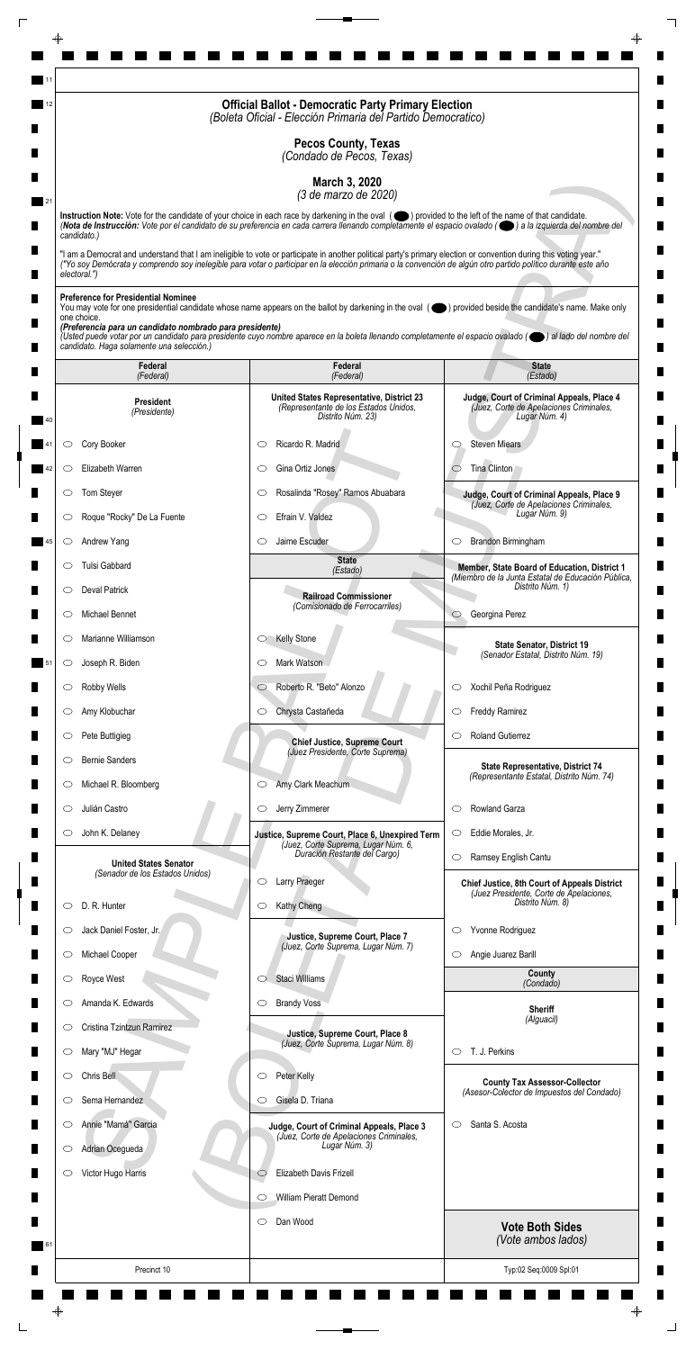# Official Ballot - Democratic Party Primary Election
*(Boleta Oficial - Elección Primaria del Partido Democratico)*

## Pecos County, Texas
*(Condado de Pecos, Texas)*

## March 3, 2020
*(3 de marzo de 2020)*

**Instruction Note:** Vote for the candidate of your choice in each race by darkening in the oval ( ⬤ ) provided to the left of the name of that candidate.
*(**Nota de Instrucción:** Vote por el candidato de su preferencia en cada carrera llenando completamente el espacio ovalado ( ⬤ ) a la izquierda del nombre del candidato.)*

"I am a Democrat and understand that I am ineligible to vote or participate in another political party's primary election or convention during this voting year."
*("Yo soy Demócrata y comprendo soy inelegible para votar o participar en la elección primaria o la convención de algún otro partido político durante este año electoral.")*

**Preference for Presidential Nominee**
You may vote for one presidential candidate whose name appears on the ballot by darkening in the oval ( ⬤ ) provided beside the candidate's name. Make only one choice.
***(Preferencia para un candidato nombrado para presidente)***
*(Usted puede votar por un candidato para presidente cuyo nombre aparece en la boleta llenando completamente el espacio ovalado ( ⬤ ) al lado del nombre del candidato. Haga solamente una selección.)*

### Federal *(Federal)*

**President** *(Presidente)*

- ○ Cory Booker
- ○ Elizabeth Warren
- ○ Tom Steyer
- ○ Roque "Rocky" De La Fuente
- ○ Andrew Yang
- ○ Tulsi Gabbard
- ○ Deval Patrick
- ○ Michael Bennet
- ○ Marianne Williamson
- ○ Joseph R. Biden
- ○ Robby Wells
- ○ Amy Klobuchar
- ○ Pete Buttigieg
- ○ Bernie Sanders
- ○ Michael R. Bloomberg
- ○ Julián Castro
- ○ John K. Delaney

**United States Senator** *(Senador de los Estados Unidos)*

- ○ D. R. Hunter
- ○ Jack Daniel Foster, Jr.
- ○ Michael Cooper
- ○ Royce West
- ○ Amanda K. Edwards
- ○ Cristina Tzintzun Ramirez
- ○ Mary "MJ" Hegar
- ○ Chris Bell
- ○ Sema Hernandez
- ○ Annie "Mamá" Garcia
- ○ Adrian Ocegueda
- ○ Victor Hugo Harris

### Federal *(Federal)*

**United States Representative, District 23** *(Representante de los Estados Unidos, Distrito Núm. 23)*

- ○ Ricardo R. Madrid
- ○ Gina Ortiz Jones
- ○ Rosalinda "Rosey" Ramos Abuabara
- ○ Efrain V. Valdez
- ○ Jaime Escuder

### State *(Estado)*

**Railroad Commissioner** *(Comisionado de Ferrocarriles)*

- ○ Kelly Stone
- ○ Mark Watson
- ○ Roberto R. "Beto" Alonzo
- ○ Chrysta Castañeda

**Chief Justice, Supreme Court** *(Juez Presidente, Corte Suprema)*

- ○ Amy Clark Meachum
- ○ Jerry Zimmerer

**Justice, Supreme Court, Place 6, Unexpired Term** *(Juez, Corte Suprema, Lugar Núm. 6, Duración Restante del Cargo)*

- ○ Larry Praeger
- ○ Kathy Cheng

**Justice, Supreme Court, Place 7** *(Juez, Corte Suprema, Lugar Núm. 7)*

- ○ Staci Williams
- ○ Brandy Voss

**Justice, Supreme Court, Place 8** *(Juez, Corte Suprema, Lugar Núm. 8)*

- ○ Peter Kelly
- ○ Gisela D. Triana

**Judge, Court of Criminal Appeals, Place 3** *(Juez, Corte de Apelaciones Criminales, Lugar Núm. 3)*

- ○ Elizabeth Davis Frizell
- ○ William Pieratt Demond
- ○ Dan Wood

### State *(Estado)*

**Judge, Court of Criminal Appeals, Place 4** *(Juez, Corte de Apelaciones Criminales, Lugar Núm. 4)*

- ○ Steven Miears
- ○ Tina Clinton

**Judge, Court of Criminal Appeals, Place 9** *(Juez, Corte de Apelaciones Criminales, Lugar Núm. 9)*

- ○ Brandon Birmingham

**Member, State Board of Education, District 1** *(Miembro de la Junta Estatal de Educación Pública, Distrito Núm. 1)*

- ○ Georgina Perez

**State Senator, District 19** *(Senador Estatal, Distrito Núm. 19)*

- ○ Xochil Peña Rodriguez
- ○ Freddy Ramirez
- ○ Roland Gutierrez

**State Representative, District 74** *(Representante Estatal, Distrito Núm. 74)*

- ○ Rowland Garza
- ○ Eddie Morales, Jr.
- ○ Ramsey English Cantu

**Chief Justice, 8th Court of Appeals District** *(Juez Presidente, Corte de Apelaciones, Distrito Núm. 8)*

- ○ Yvonne Rodriguez
- ○ Angie Juarez Barill

### County *(Condado)*

**Sheriff** *(Alguacil)*

- ○ T. J. Perkins

**County Tax Assessor-Collector** *(Asesor-Colector de Impuestos del Condado)*

- ○ Santa S. Acosta

**Vote Both Sides** *(Vote ambos lados)*

Precinct 10

Typ:02 Seq:0009 Spl:01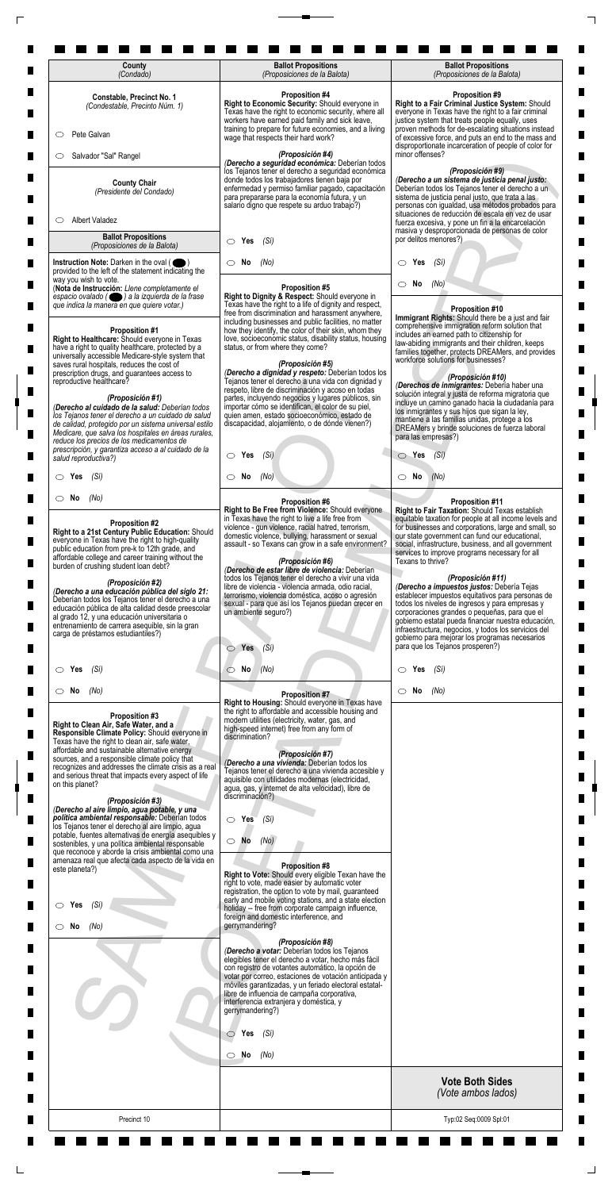## County
*(Condado)*

### Constable, Precinct No. 1
*(Condestable, Precinto Núm. 1)*

- ○ Pete Galvan
- ○ Salvador "Sal" Rangel

### County Chair
*(Presidente del Condado)*

- ○ Albert Valadez

## Ballot Propositions
*(Proposiciones de la Balota)*

**Instruction Note:** Darken in the oval ( ⬬ ) provided to the left of the statement indicating the way you wish to vote.
(**Nota de Instrucción:** *Llene completamente el espacio ovalado ( ⬬ ) a la izquierda de la frase que indica la manera en que quiere votar.)*

### Proposition #1
**Right to Healthcare:** Should everyone in Texas have a right to quality healthcare, protected by a universally accessible Medicare-style system that saves rural hospitals, reduces the cost of prescription drugs, and guarantees access to reproductive healthcare?

***(Proposición #1)***
*(Derecho al cuidado de la salud: Deberían todos los Tejanos tener el derecho a un cuidado de salud de calidad, protegido por un sistema universal estilo Medicare, que salva los hospitales en áreas rurales, reduce los precios de los medicamentos de prescripción, y garantiza acceso a al cuidado de la salud reproductiva?)*

- ○ Yes *(Sí)*
- ○ No *(No)*

### Proposition #2
**Right to a 21st Century Public Education:** Should everyone in Texas have the right to high-quality public education from pre-k to 12th grade, and affordable college and career training without the burden of crushing student loan debt?

***(Proposición #2)***
*(Derecho a una educación pública del siglo 21: Deberían todos los Tejanos tener el derecho a una educación pública de alta calidad desde preescolar al grado 12, y una educación universitaria o entrenamiento de carrera asequible, sin la gran carga de préstamos estudiantiles?)*

- ○ Yes *(Sí)*
- ○ No *(No)*

### Proposition #3
**Right to Clean Air, Safe Water, and a Responsible Climate Policy:** Should everyone in Texas have the right to clean air, safe water, affordable and sustainable alternative energy sources, and a responsible climate policy that recognizes and addresses the climate crisis as a real and serious threat that impacts every aspect of life on this planet?

***(Proposición #3)***
*(Derecho al aire limpio, agua potable, y una política ambiental responsable: Deberían todos los Tejanos tener el derecho al aire limpio, agua potable, fuentes alternativas de energía asequibles y sostenibles, y una política ambiental responsable que reconoce y aborde la crisis ambiental como una amenaza real que afecta cada aspecto de la vida en este planeta?)*

- ○ Yes *(Sí)*
- ○ No *(No)*

### Proposition #4
**Right to Economic Security:** Should everyone in Texas have the right to economic security, where all workers have earned paid family and sick leave, training to prepare for future economies, and a living wage that respects their hard work?

***(Proposición #4)***
*(Derecho a seguridad económica: Deberían todos los Tejanos tener el derecho a seguridad económica donde todos los trabajadores tienen baja por enfermedad y permiso familiar pagado, capacitación para prepararse para la economía futura, y un salario digno que respete su arduo trabajo?)*

- ○ Yes *(Sí)*
- ○ No *(No)*

### Proposition #5
**Right to Dignity & Respect:** Should everyone in Texas have the right to a life of dignity and respect, free from discrimination and harassment anywhere, including businesses and public facilities, no matter how they identify, the color of their skin, whom they love, socioeconomic status, disability status, housing status, or from where they come?

***(Proposición #5)***
*(Derecho a dignidad y respeto: Deberían todos los Tejanos tener el derecho a una vida con dignidad y respeto, libre de discriminación y acoso en todas partes, incluyendo negocios y lugares públicos, sin importar cómo se identifican, el color de su piel, quien amen, estado socioeconómico, estado de discapacidad, alojamiento, o de dónde vienen?)*

- ○ Yes *(Sí)*
- ○ No *(No)*

### Proposition #6
**Right to Be Free from Violence:** Should everyone in Texas have the right to live a life free from violence - gun violence, racial hatred, terrorism, domestic violence, bullying, harassment or sexual assault - so Texans can grow in a safe environment?

***(Proposición #6)***
*(Derecho de estar libre de violencia: Deberían todos los Tejanos tener el derecho a vivir una vida libre de violencia - violencia armada, odio racial, terrorismo, violencia doméstica, acoso o agresión sexual - para que así los Tejanos puedan crecer en un ambiente seguro?)*

- ○ Yes *(Sí)*
- ○ No *(No)*

### Proposition #7
**Right to Housing:** Should everyone in Texas have the right to affordable and accessible housing and modern utilities (electricity, water, gas, and high-speed internet) free from any form of discrimination?

***(Proposición #7)***
*(Derecho a una vivienda: Deberían todos los Tejanos tener el derecho a una vivienda accesible y asequible con utilidades modernas (electricidad, agua, gas, y internet de alta velocidad), libre de discriminación?)*

- ○ Yes *(Sí)*
- ○ No *(No)*

### Proposition #8
**Right to Vote:** Should every eligible Texan have the right to vote, made easier by automatic voter registration, the option to vote by mail, guaranteed early and mobile voting stations, and a state election holiday -- free from corporate campaign influence, foreign and domestic interference, and gerrymandering?

***(Proposición #8)***
*(Derecho a votar: Deberían todos los Tejanos elegibles tener el derecho a votar, hecho más fácil con registro de votantes automático, la opción de votar por correo, estaciones de votación anticipada y móviles garantizadas, y un feriado electoral estatal, libre de influencia de campaña corporativa, interferencia extranjera y doméstica, y gerrymandering?)*

- ○ Yes *(Sí)*
- ○ No *(No)*

### Proposition #9
**Right to a Fair Criminal Justice System:** Should everyone in Texas have the right to a fair criminal justice system that treats people equally, uses proven methods for de-escalating situations instead of excessive force, and puts an end to the disproportionate incarceration of people of color for minor offenses?

***(Proposición #9)***
*(Derecho a un sistema de justicia penal justo: Deberían todos los Tejanos tener el derecho a un sistema de justicia penal justo, que trata a las personas con igualdad, usa métodos probados para situaciones de reducción de escala en vez de usar fuerza excesiva, y pone un fin a la encarcelación masiva y desproporcionada de personas de color por delitos menores?)*

- ○ Yes *(Sí)*
- ○ No *(No)*

### Proposition #10
**Immigrant Rights:** Should there be a just and fair comprehensive immigration reform solution that includes an earned path to citizenship for law-abiding immigrants and their children, keeps families together, protects DREAMers, and provides workforce solutions for businesses?

***(Proposición #10)***
*(Derechos de inmigrantes: Debería haber una solución integral y justa de reforma migratoria que incluye un camino ganado hacia la ciudadanía para los inmigrantes y sus hijos que sigan la ley, mantiene a las familias unidas, protege a los DREAMers y brinde soluciones de fuerza laboral para las empresas?)*

- ○ Yes *(Sí)*
- ○ No *(No)*

### Proposition #11
**Right to Fair Taxation:** Should Texas establish equitable taxation for people at all income levels and for businesses and corporations, large and small, so our state government can fund our educational, social, infrastructure, business, and all government services to improve programs necessary for all Texans to thrive?

***(Proposición #11)***
*(Derecho a impuestos justos: Debería Tejas establecer impuestos equitativos para personas de todos los niveles de ingresos y para empresas y corporaciones grandes o pequeñas, para que el gobierno estatal pueda financiar nuestra educación, infraestructura, negocios, y todos los servicios del gobierno para mejorar los programas necesarios para que los Tejanos prosperen?)*

- ○ Yes *(Sí)*
- ○ No *(No)*

**Vote Both Sides**
*(Vote ambos lados)*

Precinct 10

Typ:02 Seq:0009 Spl:01